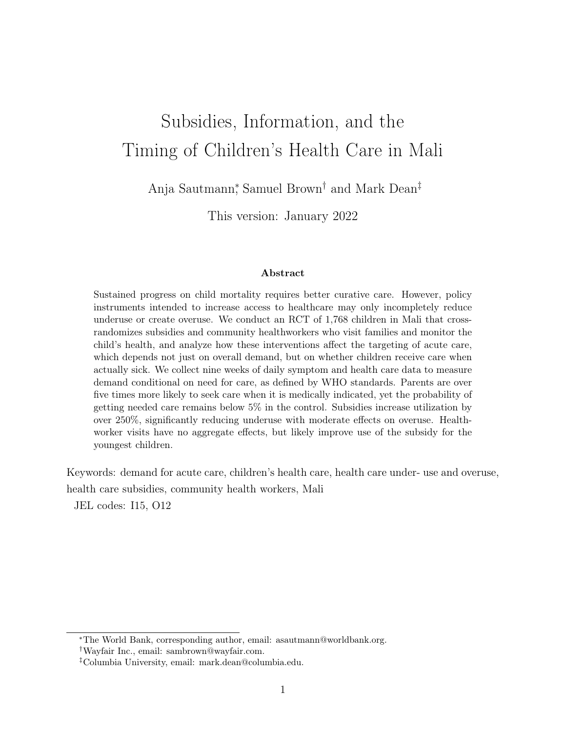# Subsidies, Information, and the Timing of Children's Health Care in Mali

Anja Sautmann[*], Samuel Brown[†] and Mark Dean[‡]

This version: January 2022

### Abstract

Sustained progress on child mortality requires better curative care. However, policy instruments intended to increase access to healthcare may only incompletely reduce underuse or create overuse. We conduct an RCT of 1,768 children in Mali that cross-randomizes subsidies and community healthworkers who visit families and monitor the child's health, and analyze how these interventions affect the targeting of acute care, which depends not just on overall demand, but on whether children receive care when actually sick. We collect nine weeks of daily symptom and health care data to measure demand conditional on need for care, as defined by WHO standards. Parents are over five times more likely to seek care when it is medically indicated, yet the probability of getting needed care remains below 5% in the control. Subsidies increase utilization by over 250%, significantly reducing underuse with moderate effects on overuse. Health-worker visits have no aggregate effects, but likely improve use of the subsidy for the youngest children.

Keywords: demand for acute care, children's health care, health care under- use and overuse, health care subsidies, community health workers, Mali

JEL codes: I15, O12

---

[*]The World Bank, corresponding author, email: asautmann@worldbank.org.

[†]Wayfair Inc., email: sambrown@wayfair.com.

[‡]Columbia University, email: mark.dean@columbia.edu.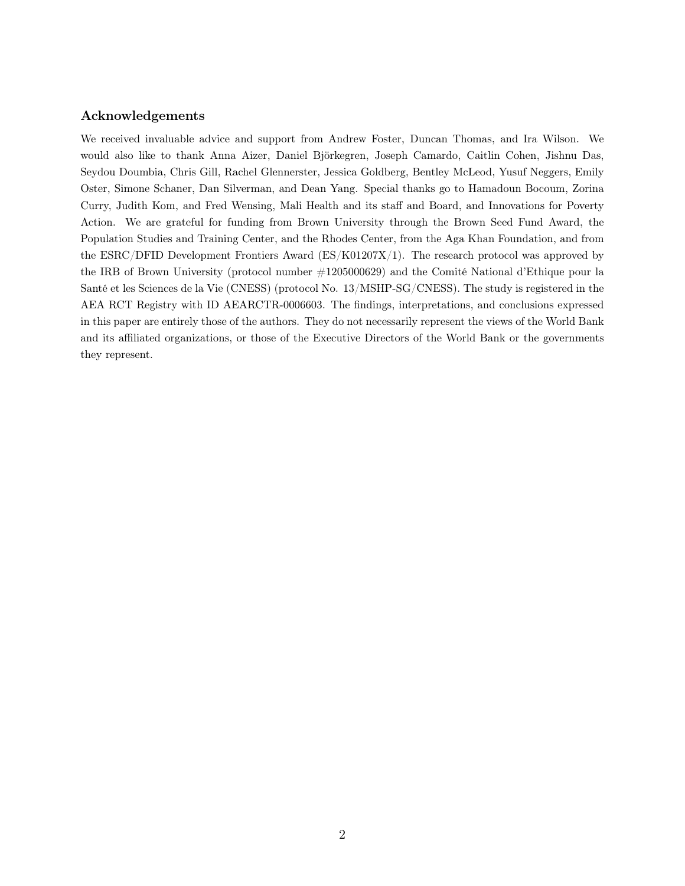### Acknowledgements

We received invaluable advice and support from Andrew Foster, Duncan Thomas, and Ira Wilson. We would also like to thank Anna Aizer, Daniel Björkegren, Joseph Camardo, Caitlin Cohen, Jishnu Das, Seydou Doumbia, Chris Gill, Rachel Glennerster, Jessica Goldberg, Bentley McLeod, Yusuf Neggers, Emily Oster, Simone Schaner, Dan Silverman, and Dean Yang. Special thanks go to Hamadoun Bocoum, Zorina Curry, Judith Kom, and Fred Wensing, Mali Health and its staff and Board, and Innovations for Poverty Action. We are grateful for funding from Brown University through the Brown Seed Fund Award, the Population Studies and Training Center, and the Rhodes Center, from the Aga Khan Foundation, and from the ESRC/DFID Development Frontiers Award (ES/K01207X/1). The research protocol was approved by the IRB of Brown University (protocol number #1205000629) and the Comité National d'Ethique pour la Santé et les Sciences de la Vie (CNESS) (protocol No. 13/MSHP-SG/CNESS). The study is registered in the AEA RCT Registry with ID AEARCTR-0006603. The findings, interpretations, and conclusions expressed in this paper are entirely those of the authors. They do not necessarily represent the views of the World Bank and its affiliated organizations, or those of the Executive Directors of the World Bank or the governments they represent.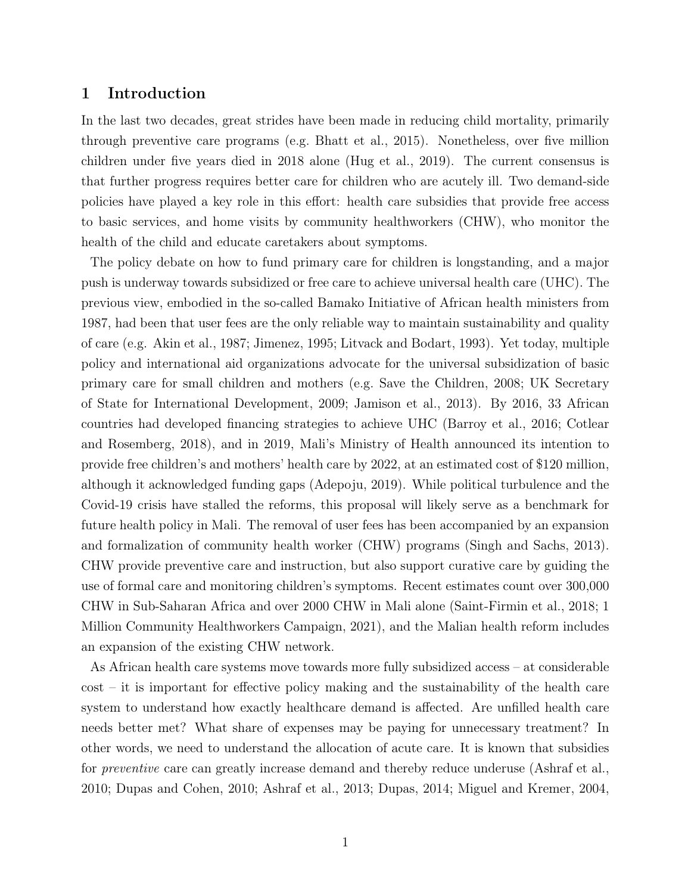## 1 Introduction

In the last two decades, great strides have been made in reducing child mortality, primarily through preventive care programs (e.g. Bhatt et al., 2015). Nonetheless, over five million children under five years died in 2018 alone (Hug et al., 2019). The current consensus is that further progress requires better care for children who are acutely ill. Two demand-side policies have played a key role in this effort: health care subsidies that provide free access to basic services, and home visits by community healthworkers (CHW), who monitor the health of the child and educate caretakers about symptoms.

The policy debate on how to fund primary care for children is longstanding, and a major push is underway towards subsidized or free care to achieve universal health care (UHC). The previous view, embodied in the so-called Bamako Initiative of African health ministers from 1987, had been that user fees are the only reliable way to maintain sustainability and quality of care (e.g. Akin et al., 1987; Jimenez, 1995; Litvack and Bodart, 1993). Yet today, multiple policy and international aid organizations advocate for the universal subsidization of basic primary care for small children and mothers (e.g. Save the Children, 2008; UK Secretary of State for International Development, 2009; Jamison et al., 2013). By 2016, 33 African countries had developed financing strategies to achieve UHC (Barroy et al., 2016; Cotlear and Rosemberg, 2018), and in 2019, Mali's Ministry of Health announced its intention to provide free children's and mothers' health care by 2022, at an estimated cost of $120 million, although it acknowledged funding gaps (Adepoju, 2019). While political turbulence and the Covid-19 crisis have stalled the reforms, this proposal will likely serve as a benchmark for future health policy in Mali. The removal of user fees has been accompanied by an expansion and formalization of community health worker (CHW) programs (Singh and Sachs, 2013). CHW provide preventive care and instruction, but also support curative care by guiding the use of formal care and monitoring children's symptoms. Recent estimates count over 300,000 CHW in Sub-Saharan Africa and over 2000 CHW in Mali alone (Saint-Firmin et al., 2018; 1 Million Community Healthworkers Campaign, 2021), and the Malian health reform includes an expansion of the existing CHW network.

As African health care systems move towards more fully subsidized access – at considerable cost – it is important for effective policy making and the sustainability of the health care system to understand how exactly healthcare demand is affected. Are unfilled health care needs better met? What share of expenses may be paying for unnecessary treatment? In other words, we need to understand the allocation of acute care. It is known that subsidies for *preventive* care can greatly increase demand and thereby reduce underuse (Ashraf et al., 2010; Dupas and Cohen, 2010; Ashraf et al., 2013; Dupas, 2014; Miguel and Kremer, 2004,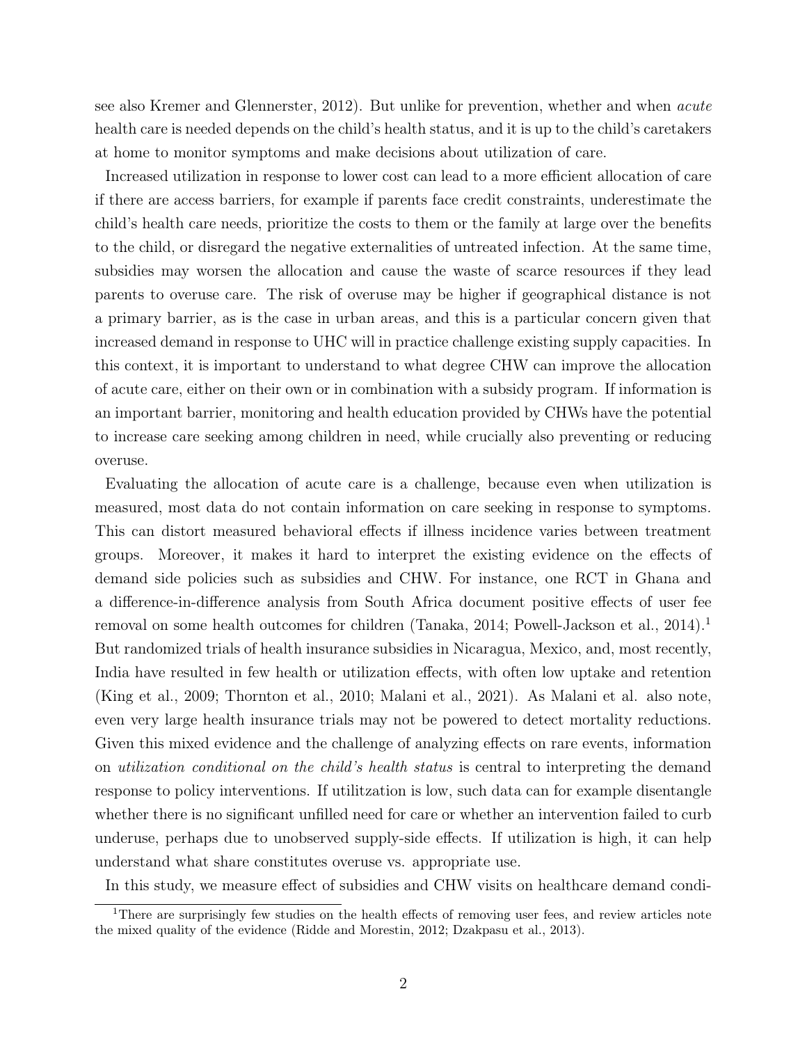see also Kremer and Glennerster, 2012). But unlike for prevention, whether and when *acute* health care is needed depends on the child's health status, and it is up to the child's caretakers at home to monitor symptoms and make decisions about utilization of care.

Increased utilization in response to lower cost can lead to a more efficient allocation of care if there are access barriers, for example if parents face credit constraints, underestimate the child's health care needs, prioritize the costs to them or the family at large over the benefits to the child, or disregard the negative externalities of untreated infection. At the same time, subsidies may worsen the allocation and cause the waste of scarce resources if they lead parents to overuse care. The risk of overuse may be higher if geographical distance is not a primary barrier, as is the case in urban areas, and this is a particular concern given that increased demand in response to UHC will in practice challenge existing supply capacities. In this context, it is important to understand to what degree CHW can improve the allocation of acute care, either on their own or in combination with a subsidy program. If information is an important barrier, monitoring and health education provided by CHWs have the potential to increase care seeking among children in need, while crucially also preventing or reducing overuse.

Evaluating the allocation of acute care is a challenge, because even when utilization is measured, most data do not contain information on care seeking in response to symptoms. This can distort measured behavioral effects if illness incidence varies between treatment groups. Moreover, it makes it hard to interpret the existing evidence on the effects of demand side policies such as subsidies and CHW. For instance, one RCT in Ghana and a difference-in-difference analysis from South Africa document positive effects of user fee removal on some health outcomes for children (Tanaka, 2014; Powell-Jackson et al., 2014).[1] But randomized trials of health insurance subsidies in Nicaragua, Mexico, and, most recently, India have resulted in few health or utilization effects, with often low uptake and retention (King et al., 2009; Thornton et al., 2010; Malani et al., 2021). As Malani et al. also note, even very large health insurance trials may not be powered to detect mortality reductions. Given this mixed evidence and the challenge of analyzing effects on rare events, information on *utilization conditional on the child's health status* is central to interpreting the demand response to policy interventions. If utilitzation is low, such data can for example disentangle whether there is no significant unfilled need for care or whether an intervention failed to curb underuse, perhaps due to unobserved supply-side effects. If utilization is high, it can help understand what share constitutes overuse vs. appropriate use.

In this study, we measure effect of subsidies and CHW visits on healthcare demand condi-

[1] There are surprisingly few studies on the health effects of removing user fees, and review articles note the mixed quality of the evidence (Ridde and Morestin, 2012; Dzakpasu et al., 2013).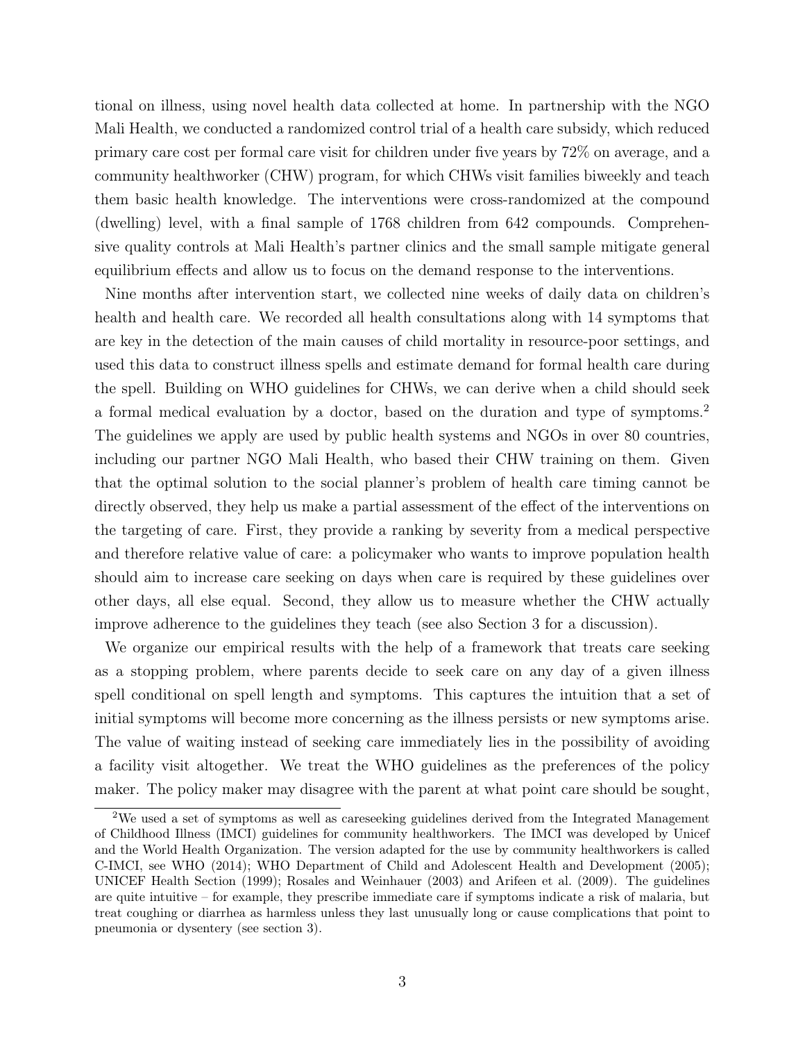tional on illness, using novel health data collected at home. In partnership with the NGO Mali Health, we conducted a randomized control trial of a health care subsidy, which reduced primary care cost per formal care visit for children under five years by 72% on average, and a community healthworker (CHW) program, for which CHWs visit families biweekly and teach them basic health knowledge. The interventions were cross-randomized at the compound (dwelling) level, with a final sample of 1768 children from 642 compounds. Comprehensive quality controls at Mali Health's partner clinics and the small sample mitigate general equilibrium effects and allow us to focus on the demand response to the interventions.

Nine months after intervention start, we collected nine weeks of daily data on children's health and health care. We recorded all health consultations along with 14 symptoms that are key in the detection of the main causes of child mortality in resource-poor settings, and used this data to construct illness spells and estimate demand for formal health care during the spell. Building on WHO guidelines for CHWs, we can derive when a child should seek a formal medical evaluation by a doctor, based on the duration and type of symptoms.[2] The guidelines we apply are used by public health systems and NGOs in over 80 countries, including our partner NGO Mali Health, who based their CHW training on them. Given that the optimal solution to the social planner's problem of health care timing cannot be directly observed, they help us make a partial assessment of the effect of the interventions on the targeting of care. First, they provide a ranking by severity from a medical perspective and therefore relative value of care: a policymaker who wants to improve population health should aim to increase care seeking on days when care is required by these guidelines over other days, all else equal. Second, they allow us to measure whether the CHW actually improve adherence to the guidelines they teach (see also Section 3 for a discussion).

We organize our empirical results with the help of a framework that treats care seeking as a stopping problem, where parents decide to seek care on any day of a given illness spell conditional on spell length and symptoms. This captures the intuition that a set of initial symptoms will become more concerning as the illness persists or new symptoms arise. The value of waiting instead of seeking care immediately lies in the possibility of avoiding a facility visit altogether. We treat the WHO guidelines as the preferences of the policy maker. The policy maker may disagree with the parent at what point care should be sought,

[2] We used a set of symptoms as well as careseeking guidelines derived from the Integrated Management of Childhood Illness (IMCI) guidelines for community healthworkers. The IMCI was developed by Unicef and the World Health Organization. The version adapted for the use by community healthworkers is called C-IMCI, see WHO (2014); WHO Department of Child and Adolescent Health and Development (2005); UNICEF Health Section (1999); Rosales and Weinhauer (2003) and Arifeen et al. (2009). The guidelines are quite intuitive – for example, they prescribe immediate care if symptoms indicate a risk of malaria, but treat coughing or diarrhea as harmless unless they last unusually long or cause complications that point to pneumonia or dysentery (see section 3).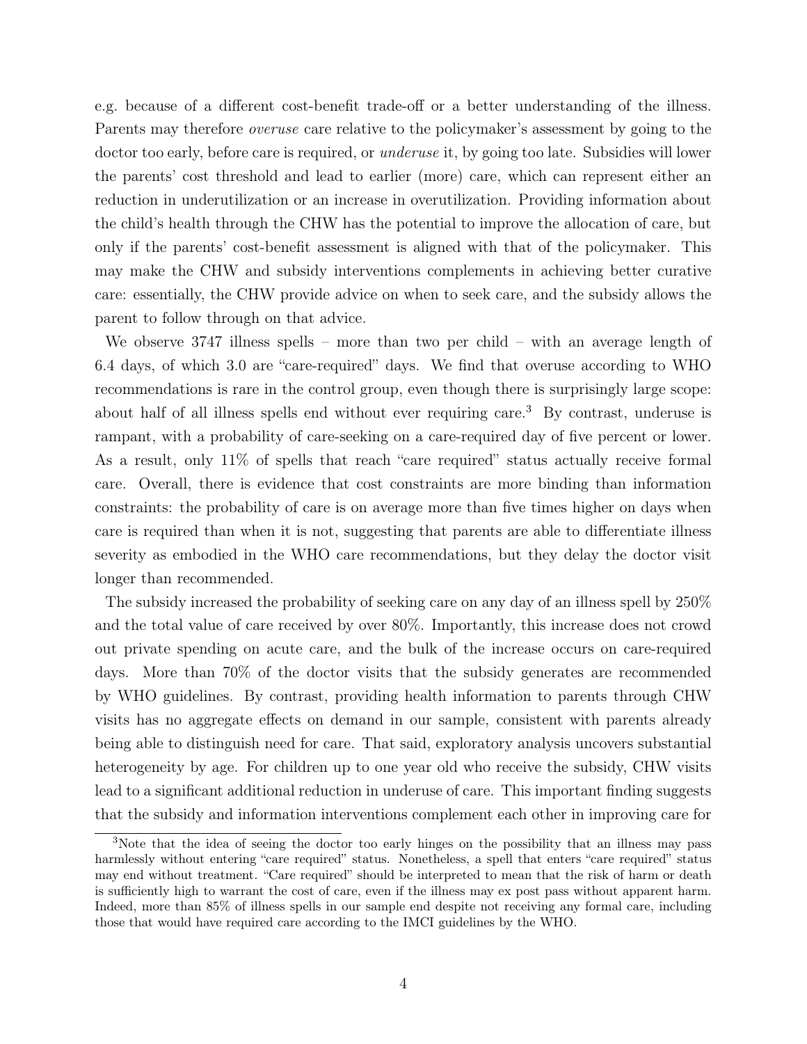e.g. because of a different cost-benefit trade-off or a better understanding of the illness. Parents may therefore *overuse* care relative to the policymaker's assessment by going to the doctor too early, before care is required, or *underuse* it, by going too late. Subsidies will lower the parents' cost threshold and lead to earlier (more) care, which can represent either an reduction in underutilization or an increase in overutilization. Providing information about the child's health through the CHW has the potential to improve the allocation of care, but only if the parents' cost-benefit assessment is aligned with that of the policymaker. This may make the CHW and subsidy interventions complements in achieving better curative care: essentially, the CHW provide advice on when to seek care, and the subsidy allows the parent to follow through on that advice.

We observe 3747 illness spells – more than two per child – with an average length of 6.4 days, of which 3.0 are "care-required" days. We find that overuse according to WHO recommendations is rare in the control group, even though there is surprisingly large scope: about half of all illness spells end without ever requiring care.[3] By contrast, underuse is rampant, with a probability of care-seeking on a care-required day of five percent or lower. As a result, only 11% of spells that reach "care required" status actually receive formal care. Overall, there is evidence that cost constraints are more binding than information constraints: the probability of care is on average more than five times higher on days when care is required than when it is not, suggesting that parents are able to differentiate illness severity as embodied in the WHO care recommendations, but they delay the doctor visit longer than recommended.

The subsidy increased the probability of seeking care on any day of an illness spell by 250% and the total value of care received by over 80%. Importantly, this increase does not crowd out private spending on acute care, and the bulk of the increase occurs on care-required days. More than 70% of the doctor visits that the subsidy generates are recommended by WHO guidelines. By contrast, providing health information to parents through CHW visits has no aggregate effects on demand in our sample, consistent with parents already being able to distinguish need for care. That said, exploratory analysis uncovers substantial heterogeneity by age. For children up to one year old who receive the subsidy, CHW visits lead to a significant additional reduction in underuse of care. This important finding suggests that the subsidy and information interventions complement each other in improving care for

[3]Note that the idea of seeing the doctor too early hinges on the possibility that an illness may pass harmlessly without entering "care required" status. Nonetheless, a spell that enters "care required" status may end without treatment. "Care required" should be interpreted to mean that the risk of harm or death is sufficiently high to warrant the cost of care, even if the illness may ex post pass without apparent harm. Indeed, more than 85% of illness spells in our sample end despite not receiving any formal care, including those that would have required care according to the IMCI guidelines by the WHO.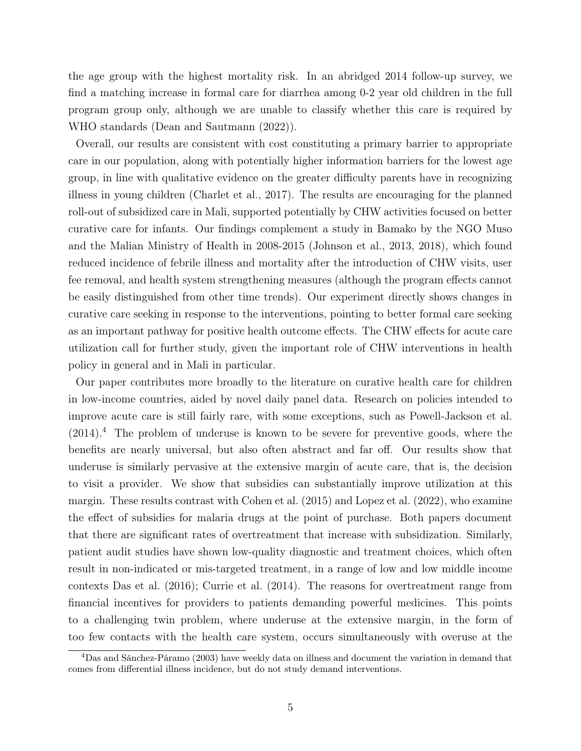the age group with the highest mortality risk. In an abridged 2014 follow-up survey, we find a matching increase in formal care for diarrhea among 0-2 year old children in the full program group only, although we are unable to classify whether this care is required by WHO standards (Dean and Sautmann (2022)).

Overall, our results are consistent with cost constituting a primary barrier to appropriate care in our population, along with potentially higher information barriers for the lowest age group, in line with qualitative evidence on the greater difficulty parents have in recognizing illness in young children (Charlet et al., 2017). The results are encouraging for the planned roll-out of subsidized care in Mali, supported potentially by CHW activities focused on better curative care for infants. Our findings complement a study in Bamako by the NGO Muso and the Malian Ministry of Health in 2008-2015 (Johnson et al., 2013, 2018), which found reduced incidence of febrile illness and mortality after the introduction of CHW visits, user fee removal, and health system strengthening measures (although the program effects cannot be easily distinguished from other time trends). Our experiment directly shows changes in curative care seeking in response to the interventions, pointing to better formal care seeking as an important pathway for positive health outcome effects. The CHW effects for acute care utilization call for further study, given the important role of CHW interventions in health policy in general and in Mali in particular.

Our paper contributes more broadly to the literature on curative health care for children in low-income countries, aided by novel daily panel data. Research on policies intended to improve acute care is still fairly rare, with some exceptions, such as Powell-Jackson et al. (2014).[4] The problem of underuse is known to be severe for preventive goods, where the benefits are nearly universal, but also often abstract and far off. Our results show that underuse is similarly pervasive at the extensive margin of acute care, that is, the decision to visit a provider. We show that subsidies can substantially improve utilization at this margin. These results contrast with Cohen et al. (2015) and Lopez et al. (2022), who examine the effect of subsidies for malaria drugs at the point of purchase. Both papers document that there are significant rates of overtreatment that increase with subsidization. Similarly, patient audit studies have shown low-quality diagnostic and treatment choices, which often result in non-indicated or mis-targeted treatment, in a range of low and low middle income contexts Das et al. (2016); Currie et al. (2014). The reasons for overtreatment range from financial incentives for providers to patients demanding powerful medicines. This points to a challenging twin problem, where underuse at the extensive margin, in the form of too few contacts with the health care system, occurs simultaneously with overuse at the

[4] Das and Sánchez-Páramo (2003) have weekly data on illness and document the variation in demand that comes from differential illness incidence, but do not study demand interventions.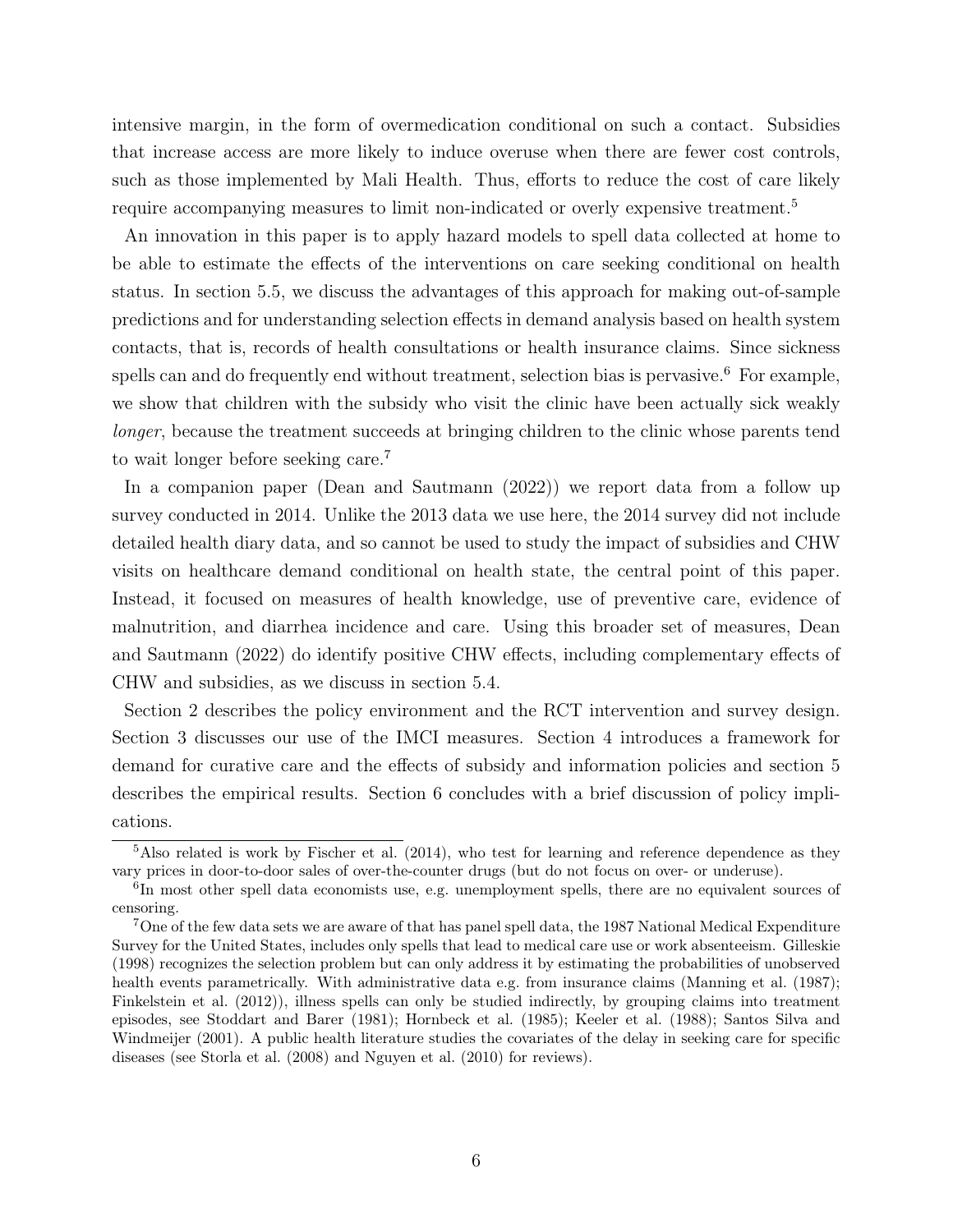intensive margin, in the form of overmedication conditional on such a contact. Subsidies that increase access are more likely to induce overuse when there are fewer cost controls, such as those implemented by Mali Health. Thus, efforts to reduce the cost of care likely require accompanying measures to limit non-indicated or overly expensive treatment.[5]

An innovation in this paper is to apply hazard models to spell data collected at home to be able to estimate the effects of the interventions on care seeking conditional on health status. In section 5.5, we discuss the advantages of this approach for making out-of-sample predictions and for understanding selection effects in demand analysis based on health system contacts, that is, records of health consultations or health insurance claims. Since sickness spells can and do frequently end without treatment, selection bias is pervasive.[6] For example, we show that children with the subsidy who visit the clinic have been actually sick weakly *longer*, because the treatment succeeds at bringing children to the clinic whose parents tend to wait longer before seeking care.[7]

In a companion paper (Dean and Sautmann (2022)) we report data from a follow up survey conducted in 2014. Unlike the 2013 data we use here, the 2014 survey did not include detailed health diary data, and so cannot be used to study the impact of subsidies and CHW visits on healthcare demand conditional on health state, the central point of this paper. Instead, it focused on measures of health knowledge, use of preventive care, evidence of malnutrition, and diarrhea incidence and care. Using this broader set of measures, Dean and Sautmann (2022) do identify positive CHW effects, including complementary effects of CHW and subsidies, as we discuss in section 5.4.

Section 2 describes the policy environment and the RCT intervention and survey design. Section 3 discusses our use of the IMCI measures. Section 4 introduces a framework for demand for curative care and the effects of subsidy and information policies and section 5 describes the empirical results. Section 6 concludes with a brief discussion of policy implications.

[5]Also related is work by Fischer et al. (2014), who test for learning and reference dependence as they vary prices in door-to-door sales of over-the-counter drugs (but do not focus on over- or underuse).

[6]In most other spell data economists use, e.g. unemployment spells, there are no equivalent sources of censoring.

[7]One of the few data sets we are aware of that has panel spell data, the 1987 National Medical Expenditure Survey for the United States, includes only spells that lead to medical care use or work absenteeism. Gilleskie (1998) recognizes the selection problem but can only address it by estimating the probabilities of unobserved health events parametrically. With administrative data e.g. from insurance claims (Manning et al. (1987); Finkelstein et al. (2012)), illness spells can only be studied indirectly, by grouping claims into treatment episodes, see Stoddart and Barer (1981); Hornbeck et al. (1985); Keeler et al. (1988); Santos Silva and Windmeijer (2001). A public health literature studies the covariates of the delay in seeking care for specific diseases (see Storla et al. (2008) and Nguyen et al. (2010) for reviews).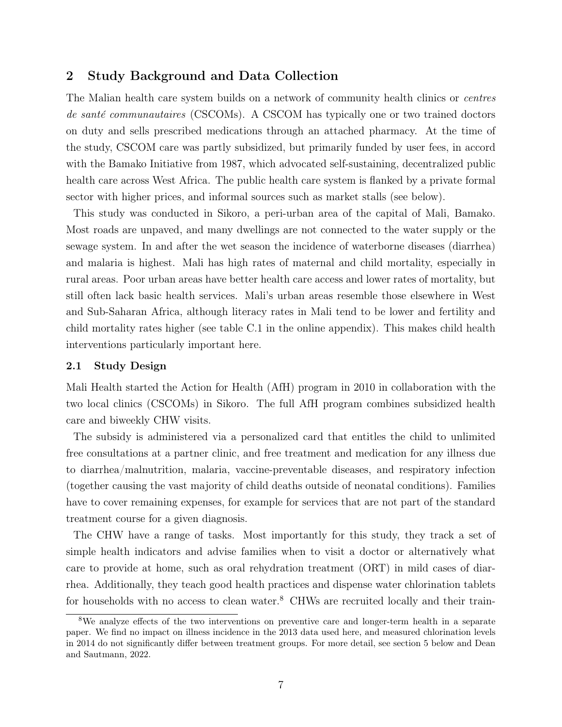## 2 Study Background and Data Collection

The Malian health care system builds on a network of community health clinics or *centres de santé communautaires* (CSCOMs). A CSCOM has typically one or two trained doctors on duty and sells prescribed medications through an attached pharmacy. At the time of the study, CSCOM care was partly subsidized, but primarily funded by user fees, in accord with the Bamako Initiative from 1987, which advocated self-sustaining, decentralized public health care across West Africa. The public health care system is flanked by a private formal sector with higher prices, and informal sources such as market stalls (see below).

This study was conducted in Sikoro, a peri-urban area of the capital of Mali, Bamako. Most roads are unpaved, and many dwellings are not connected to the water supply or the sewage system. In and after the wet season the incidence of waterborne diseases (diarrhea) and malaria is highest. Mali has high rates of maternal and child mortality, especially in rural areas. Poor urban areas have better health care access and lower rates of mortality, but still often lack basic health services. Mali's urban areas resemble those elsewhere in West and Sub-Saharan Africa, although literacy rates in Mali tend to be lower and fertility and child mortality rates higher (see table C.1 in the online appendix). This makes child health interventions particularly important here.

### 2.1 Study Design

Mali Health started the Action for Health (AfH) program in 2010 in collaboration with the two local clinics (CSCOMs) in Sikoro. The full AfH program combines subsidized health care and biweekly CHW visits.

The subsidy is administered via a personalized card that entitles the child to unlimited free consultations at a partner clinic, and free treatment and medication for any illness due to diarrhea/malnutrition, malaria, vaccine-preventable diseases, and respiratory infection (together causing the vast majority of child deaths outside of neonatal conditions). Families have to cover remaining expenses, for example for services that are not part of the standard treatment course for a given diagnosis.

The CHW have a range of tasks. Most importantly for this study, they track a set of simple health indicators and advise families when to visit a doctor or alternatively what care to provide at home, such as oral rehydration treatment (ORT) in mild cases of diarrhea. Additionally, they teach good health practices and dispense water chlorination tablets for households with no access to clean water.[8] CHWs are recruited locally and their train-

[8]We analyze effects of the two interventions on preventive care and longer-term health in a separate paper. We find no impact on illness incidence in the 2013 data used here, and measured chlorination levels in 2014 do not significantly differ between treatment groups. For more detail, see section 5 below and Dean and Sautmann, 2022.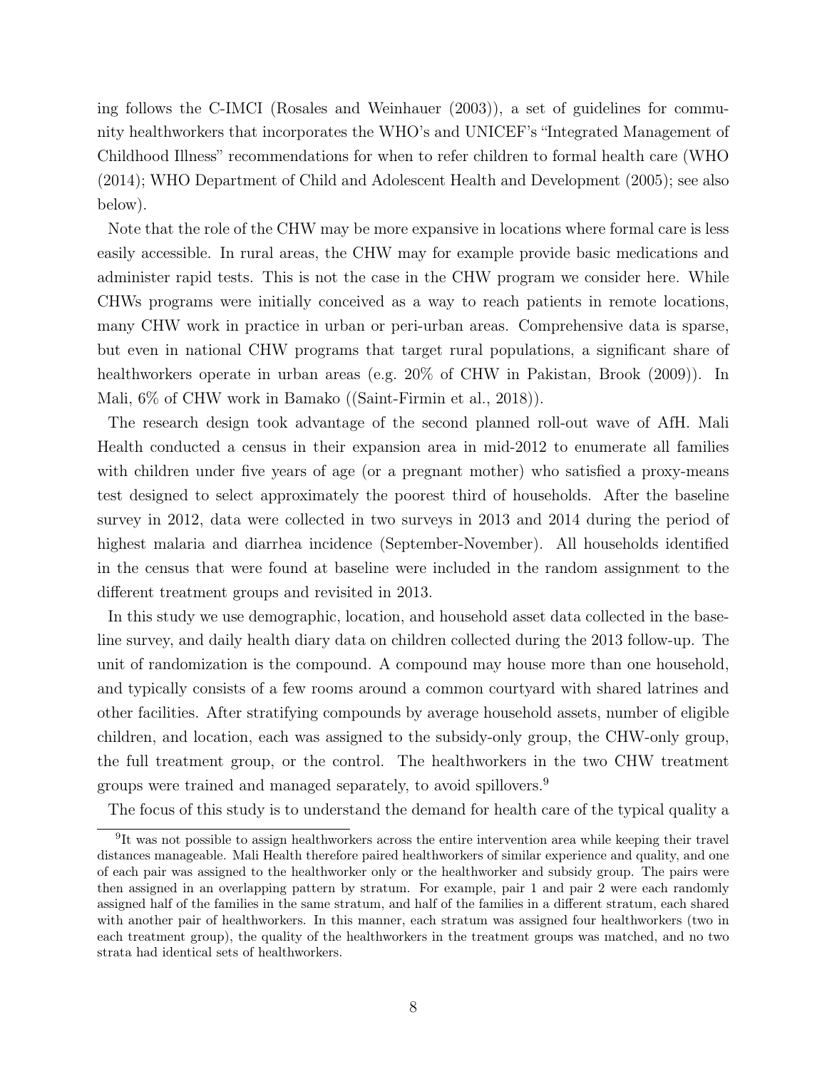ing follows the C-IMCI (Rosales and Weinhauer (2003)), a set of guidelines for community healthworkers that incorporates the WHO's and UNICEF's "Integrated Management of Childhood Illness" recommendations for when to refer children to formal health care (WHO (2014); WHO Department of Child and Adolescent Health and Development (2005); see also below).

Note that the role of the CHW may be more expansive in locations where formal care is less easily accessible. In rural areas, the CHW may for example provide basic medications and administer rapid tests. This is not the case in the CHW program we consider here. While CHWs programs were initially conceived as a way to reach patients in remote locations, many CHW work in practice in urban or peri-urban areas. Comprehensive data is sparse, but even in national CHW programs that target rural populations, a significant share of healthworkers operate in urban areas (e.g. 20% of CHW in Pakistan, Brook (2009)). In Mali, 6% of CHW work in Bamako ((Saint-Firmin et al., 2018)).

The research design took advantage of the second planned roll-out wave of AfH. Mali Health conducted a census in their expansion area in mid-2012 to enumerate all families with children under five years of age (or a pregnant mother) who satisfied a proxy-means test designed to select approximately the poorest third of households. After the baseline survey in 2012, data were collected in two surveys in 2013 and 2014 during the period of highest malaria and diarrhea incidence (September-November). All households identified in the census that were found at baseline were included in the random assignment to the different treatment groups and revisited in 2013.

In this study we use demographic, location, and household asset data collected in the baseline survey, and daily health diary data on children collected during the 2013 follow-up. The unit of randomization is the compound. A compound may house more than one household, and typically consists of a few rooms around a common courtyard with shared latrines and other facilities. After stratifying compounds by average household assets, number of eligible children, and location, each was assigned to the subsidy-only group, the CHW-only group, the full treatment group, or the control. The healthworkers in the two CHW treatment groups were trained and managed separately, to avoid spillovers.[9]

The focus of this study is to understand the demand for health care of the typical quality a

[9] It was not possible to assign healthworkers across the entire intervention area while keeping their travel distances manageable. Mali Health therefore paired healthworkers of similar experience and quality, and one of each pair was assigned to the healthworker only or the healthworker and subsidy group. The pairs were then assigned in an overlapping pattern by stratum. For example, pair 1 and pair 2 were each randomly assigned half of the families in the same stratum, and half of the families in a different stratum, each shared with another pair of healthworkers. In this manner, each stratum was assigned four healthworkers (two in each treatment group), the quality of the healthworkers in the treatment groups was matched, and no two strata had identical sets of healthworkers.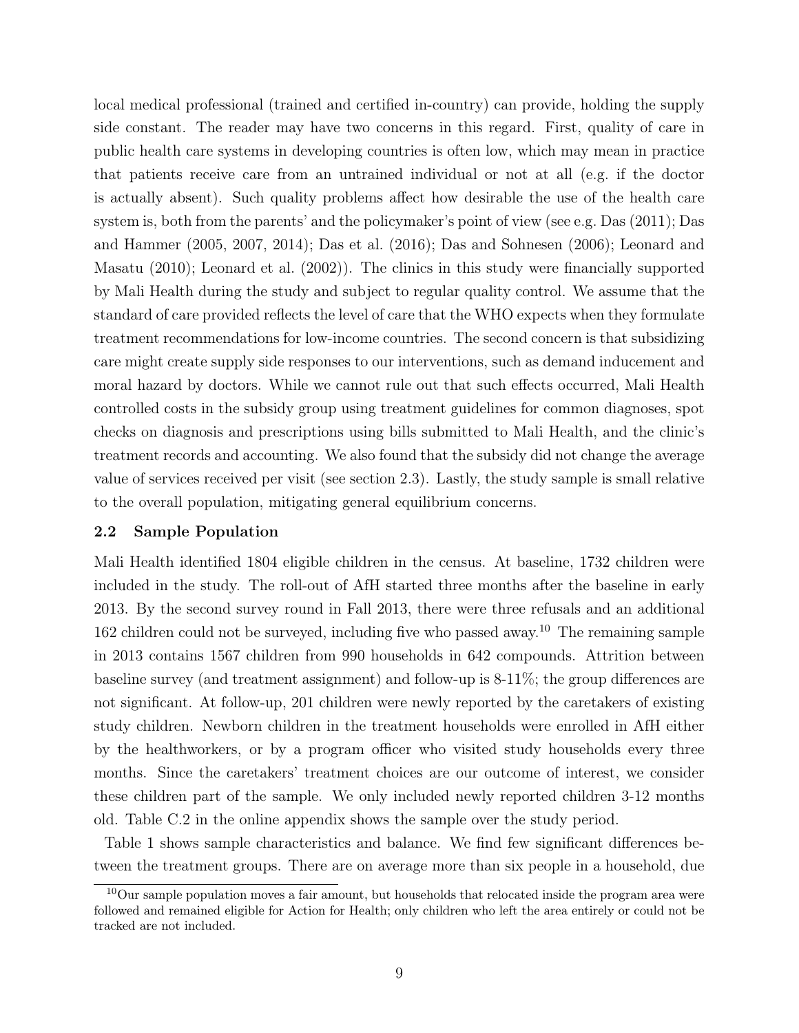local medical professional (trained and certified in-country) can provide, holding the supply side constant. The reader may have two concerns in this regard. First, quality of care in public health care systems in developing countries is often low, which may mean in practice that patients receive care from an untrained individual or not at all (e.g. if the doctor is actually absent). Such quality problems affect how desirable the use of the health care system is, both from the parents' and the policymaker's point of view (see e.g. Das (2011); Das and Hammer (2005, 2007, 2014); Das et al. (2016); Das and Sohnesen (2006); Leonard and Masatu (2010); Leonard et al. (2002)). The clinics in this study were financially supported by Mali Health during the study and subject to regular quality control. We assume that the standard of care provided reflects the level of care that the WHO expects when they formulate treatment recommendations for low-income countries. The second concern is that subsidizing care might create supply side responses to our interventions, such as demand inducement and moral hazard by doctors. While we cannot rule out that such effects occurred, Mali Health controlled costs in the subsidy group using treatment guidelines for common diagnoses, spot checks on diagnosis and prescriptions using bills submitted to Mali Health, and the clinic's treatment records and accounting. We also found that the subsidy did not change the average value of services received per visit (see section 2.3). Lastly, the study sample is small relative to the overall population, mitigating general equilibrium concerns.

### 2.2 Sample Population

Mali Health identified 1804 eligible children in the census. At baseline, 1732 children were included in the study. The roll-out of AfH started three months after the baseline in early 2013. By the second survey round in Fall 2013, there were three refusals and an additional 162 children could not be surveyed, including five who passed away.[10] The remaining sample in 2013 contains 1567 children from 990 households in 642 compounds. Attrition between baseline survey (and treatment assignment) and follow-up is 8-11%; the group differences are not significant. At follow-up, 201 children were newly reported by the caretakers of existing study children. Newborn children in the treatment households were enrolled in AfH either by the healthworkers, or by a program officer who visited study households every three months. Since the caretakers' treatment choices are our outcome of interest, we consider these children part of the sample. We only included newly reported children 3-12 months old. Table C.2 in the online appendix shows the sample over the study period.

Table 1 shows sample characteristics and balance. We find few significant differences between the treatment groups. There are on average more than six people in a household, due

[10] Our sample population moves a fair amount, but households that relocated inside the program area were followed and remained eligible for Action for Health; only children who left the area entirely or could not be tracked are not included.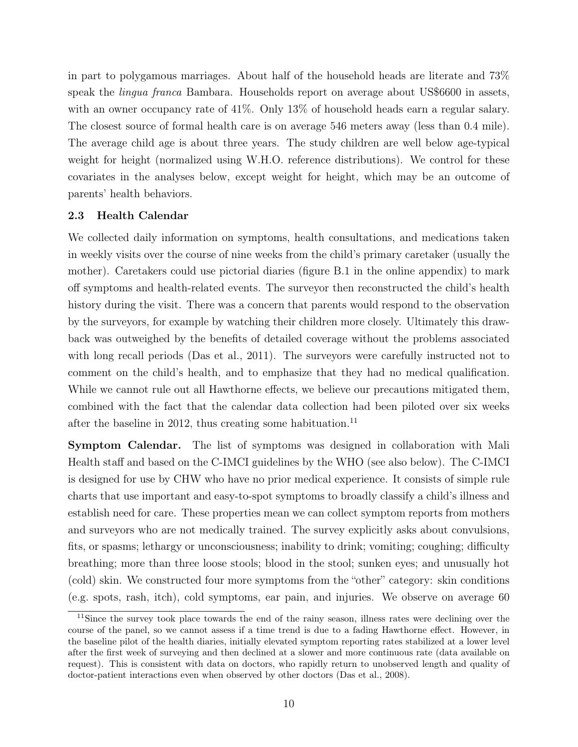in part to polygamous marriages. About half of the household heads are literate and 73% speak the *lingua franca* Bambara. Households report on average about US$6600 in assets, with an owner occupancy rate of 41%. Only 13% of household heads earn a regular salary. The closest source of formal health care is on average 546 meters away (less than 0.4 mile). The average child age is about three years. The study children are well below age-typical weight for height (normalized using W.H.O. reference distributions). We control for these covariates in the analyses below, except weight for height, which may be an outcome of parents' health behaviors.

### 2.3 Health Calendar

We collected daily information on symptoms, health consultations, and medications taken in weekly visits over the course of nine weeks from the child's primary caretaker (usually the mother). Caretakers could use pictorial diaries (figure B.1 in the online appendix) to mark off symptoms and health-related events. The surveyor then reconstructed the child's health history during the visit. There was a concern that parents would respond to the observation by the surveyors, for example by watching their children more closely. Ultimately this drawback was outweighed by the benefits of detailed coverage without the problems associated with long recall periods (Das et al., 2011). The surveyors were carefully instructed not to comment on the child's health, and to emphasize that they had no medical qualification. While we cannot rule out all Hawthorne effects, we believe our precautions mitigated them, combined with the fact that the calendar data collection had been piloted over six weeks after the baseline in 2012, thus creating some habituation.[11]

**Symptom Calendar.** The list of symptoms was designed in collaboration with Mali Health staff and based on the C-IMCI guidelines by the WHO (see also below). The C-IMCI is designed for use by CHW who have no prior medical experience. It consists of simple rule charts that use important and easy-to-spot symptoms to broadly classify a child's illness and establish need for care. These properties mean we can collect symptom reports from mothers and surveyors who are not medically trained. The survey explicitly asks about convulsions, fits, or spasms; lethargy or unconsciousness; inability to drink; vomiting; coughing; difficulty breathing; more than three loose stools; blood in the stool; sunken eyes; and unusually hot (cold) skin. We constructed four more symptoms from the "other" category: skin conditions (e.g. spots, rash, itch), cold symptoms, ear pain, and injuries. We observe on average 60

[11] Since the survey took place towards the end of the rainy season, illness rates were declining over the course of the panel, so we cannot assess if a time trend is due to a fading Hawthorne effect. However, in the baseline pilot of the health diaries, initially elevated symptom reporting rates stabilized at a lower level after the first week of surveying and then declined at a slower and more continuous rate (data available on request). This is consistent with data on doctors, who rapidly return to unobserved length and quality of doctor-patient interactions even when observed by other doctors (Das et al., 2008).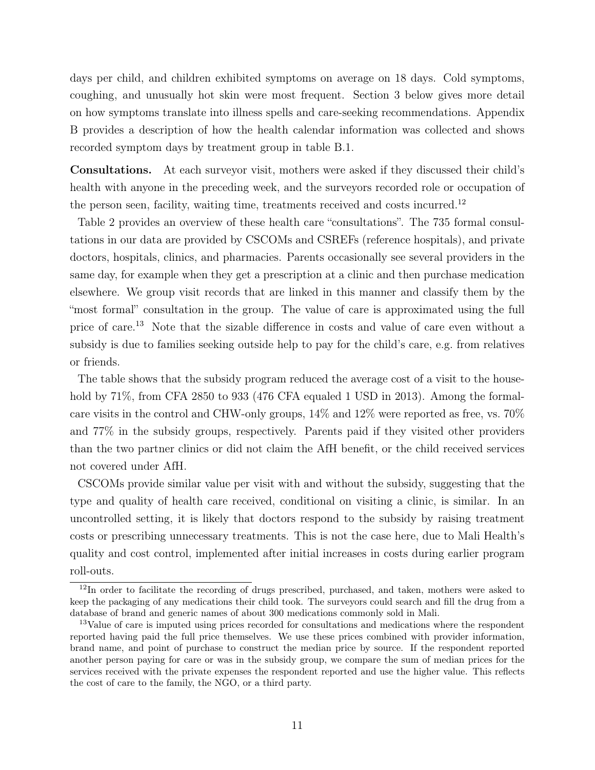days per child, and children exhibited symptoms on average on 18 days. Cold symptoms, coughing, and unusually hot skin were most frequent. Section 3 below gives more detail on how symptoms translate into illness spells and care-seeking recommendations. Appendix B provides a description of how the health calendar information was collected and shows recorded symptom days by treatment group in table B.1.

**Consultations.** At each surveyor visit, mothers were asked if they discussed their child's health with anyone in the preceding week, and the surveyors recorded role or occupation of the person seen, facility, waiting time, treatments received and costs incurred.[12]

Table 2 provides an overview of these health care "consultations". The 735 formal consultations in our data are provided by CSCOMs and CSREFs (reference hospitals), and private doctors, hospitals, clinics, and pharmacies. Parents occasionally see several providers in the same day, for example when they get a prescription at a clinic and then purchase medication elsewhere. We group visit records that are linked in this manner and classify them by the "most formal" consultation in the group. The value of care is approximated using the full price of care.[13] Note that the sizable difference in costs and value of care even without a subsidy is due to families seeking outside help to pay for the child's care, e.g. from relatives or friends.

The table shows that the subsidy program reduced the average cost of a visit to the household by 71%, from CFA 2850 to 933 (476 CFA equaled 1 USD in 2013). Among the formal-care visits in the control and CHW-only groups, 14% and 12% were reported as free, vs. 70% and 77% in the subsidy groups, respectively. Parents paid if they visited other providers than the two partner clinics or did not claim the AfH benefit, or the child received services not covered under AfH.

CSCOMs provide similar value per visit with and without the subsidy, suggesting that the type and quality of health care received, conditional on visiting a clinic, is similar. In an uncontrolled setting, it is likely that doctors respond to the subsidy by raising treatment costs or prescribing unnecessary treatments. This is not the case here, due to Mali Health's quality and cost control, implemented after initial increases in costs during earlier program roll-outs.

[12] In order to facilitate the recording of drugs prescribed, purchased, and taken, mothers were asked to keep the packaging of any medications their child took. The surveyors could search and fill the drug from a database of brand and generic names of about 300 medications commonly sold in Mali.

[13] Value of care is imputed using prices recorded for consultations and medications where the respondent reported having paid the full price themselves. We use these prices combined with provider information, brand name, and point of purchase to construct the median price by source. If the respondent reported another person paying for care or was in the subsidy group, we compare the sum of median prices for the services received with the private expenses the respondent reported and use the higher value. This reflects the cost of care to the family, the NGO, or a third party.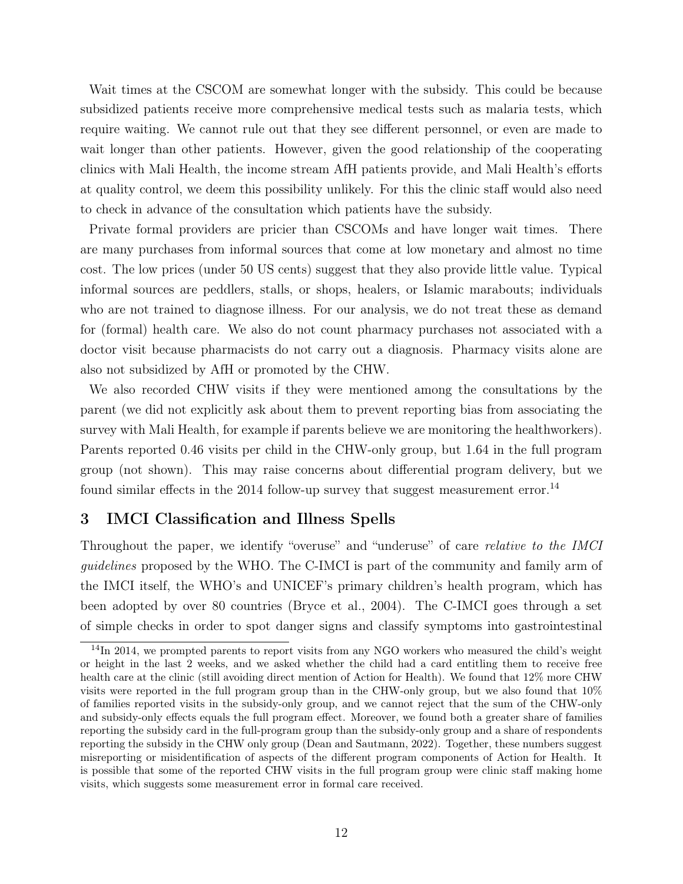Wait times at the CSCOM are somewhat longer with the subsidy. This could be because subsidized patients receive more comprehensive medical tests such as malaria tests, which require waiting. We cannot rule out that they see different personnel, or even are made to wait longer than other patients. However, given the good relationship of the cooperating clinics with Mali Health, the income stream AfH patients provide, and Mali Health's efforts at quality control, we deem this possibility unlikely. For this the clinic staff would also need to check in advance of the consultation which patients have the subsidy.

Private formal providers are pricier than CSCOMs and have longer wait times. There are many purchases from informal sources that come at low monetary and almost no time cost. The low prices (under 50 US cents) suggest that they also provide little value. Typical informal sources are peddlers, stalls, or shops, healers, or Islamic marabouts; individuals who are not trained to diagnose illness. For our analysis, we do not treat these as demand for (formal) health care. We also do not count pharmacy purchases not associated with a doctor visit because pharmacists do not carry out a diagnosis. Pharmacy visits alone are also not subsidized by AfH or promoted by the CHW.

We also recorded CHW visits if they were mentioned among the consultations by the parent (we did not explicitly ask about them to prevent reporting bias from associating the survey with Mali Health, for example if parents believe we are monitoring the healthworkers). Parents reported 0.46 visits per child in the CHW-only group, but 1.64 in the full program group (not shown). This may raise concerns about differential program delivery, but we found similar effects in the 2014 follow-up survey that suggest measurement error.[14]

## 3 IMCI Classification and Illness Spells

Throughout the paper, we identify "overuse" and "underuse" of care *relative to the IMCI guidelines* proposed by the WHO. The C-IMCI is part of the community and family arm of the IMCI itself, the WHO's and UNICEF's primary children's health program, which has been adopted by over 80 countries (Bryce et al., 2004). The C-IMCI goes through a set of simple checks in order to spot danger signs and classify symptoms into gastrointestinal

[14] In 2014, we prompted parents to report visits from any NGO workers who measured the child's weight or height in the last 2 weeks, and we asked whether the child had a card entitling them to receive free health care at the clinic (still avoiding direct mention of Action for Health). We found that 12% more CHW visits were reported in the full program group than in the CHW-only group, but we also found that 10% of families reported visits in the subsidy-only group, and we cannot reject that the sum of the CHW-only and subsidy-only effects equals the full program effect. Moreover, we found both a greater share of families reporting the subsidy card in the full-program group than the subsidy-only group and a share of respondents reporting the subsidy in the CHW only group (Dean and Sautmann, 2022). Together, these numbers suggest misreporting or misidentification of aspects of the different program components of Action for Health. It is possible that some of the reported CHW visits in the full program group were clinic staff making home visits, which suggests some measurement error in formal care received.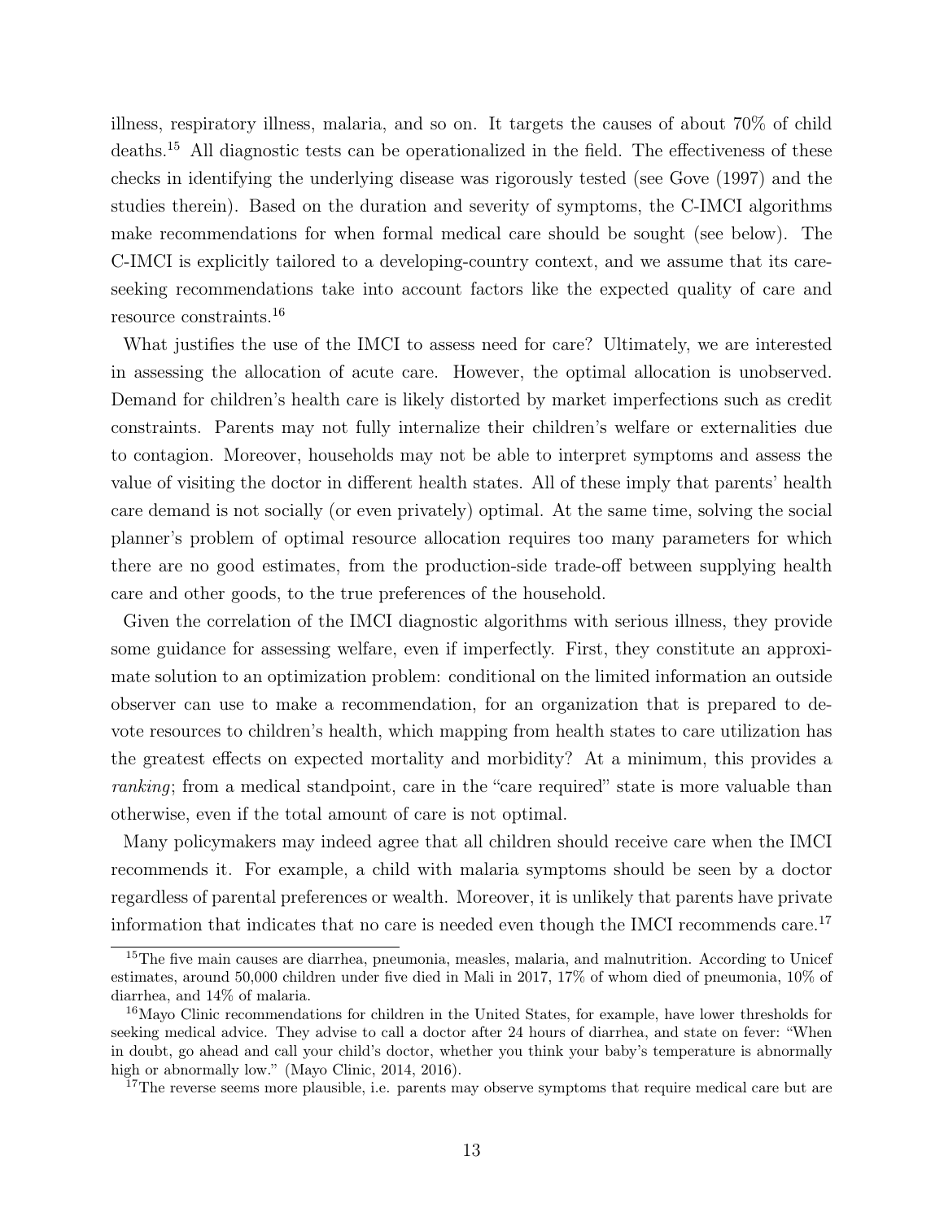illness, respiratory illness, malaria, and so on. It targets the causes of about 70% of child deaths.[15] All diagnostic tests can be operationalized in the field. The effectiveness of these checks in identifying the underlying disease was rigorously tested (see Gove (1997) and the studies therein). Based on the duration and severity of symptoms, the C-IMCI algorithms make recommendations for when formal medical care should be sought (see below). The C-IMCI is explicitly tailored to a developing-country context, and we assume that its care-seeking recommendations take into account factors like the expected quality of care and resource constraints.[16]

What justifies the use of the IMCI to assess need for care? Ultimately, we are interested in assessing the allocation of acute care. However, the optimal allocation is unobserved. Demand for children's health care is likely distorted by market imperfections such as credit constraints. Parents may not fully internalize their children's welfare or externalities due to contagion. Moreover, households may not be able to interpret symptoms and assess the value of visiting the doctor in different health states. All of these imply that parents' health care demand is not socially (or even privately) optimal. At the same time, solving the social planner's problem of optimal resource allocation requires too many parameters for which there are no good estimates, from the production-side trade-off between supplying health care and other goods, to the true preferences of the household.

Given the correlation of the IMCI diagnostic algorithms with serious illness, they provide some guidance for assessing welfare, even if imperfectly. First, they constitute an approximate solution to an optimization problem: conditional on the limited information an outside observer can use to make a recommendation, for an organization that is prepared to devote resources to children's health, which mapping from health states to care utilization has the greatest effects on expected mortality and morbidity? At a minimum, this provides a *ranking*; from a medical standpoint, care in the "care required" state is more valuable than otherwise, even if the total amount of care is not optimal.

Many policymakers may indeed agree that all children should receive care when the IMCI recommends it. For example, a child with malaria symptoms should be seen by a doctor regardless of parental preferences or wealth. Moreover, it is unlikely that parents have private information that indicates that no care is needed even though the IMCI recommends care.[17]

[15] The five main causes are diarrhea, pneumonia, measles, malaria, and malnutrition. According to Unicef estimates, around 50,000 children under five died in Mali in 2017, 17% of whom died of pneumonia, 10% of diarrhea, and 14% of malaria.

[16] Mayo Clinic recommendations for children in the United States, for example, have lower thresholds for seeking medical advice. They advise to call a doctor after 24 hours of diarrhea, and state on fever: "When in doubt, go ahead and call your child's doctor, whether you think your baby's temperature is abnormally high or abnormally low." (Mayo Clinic, 2014, 2016).

[17] The reverse seems more plausible, i.e. parents may observe symptoms that require medical care but are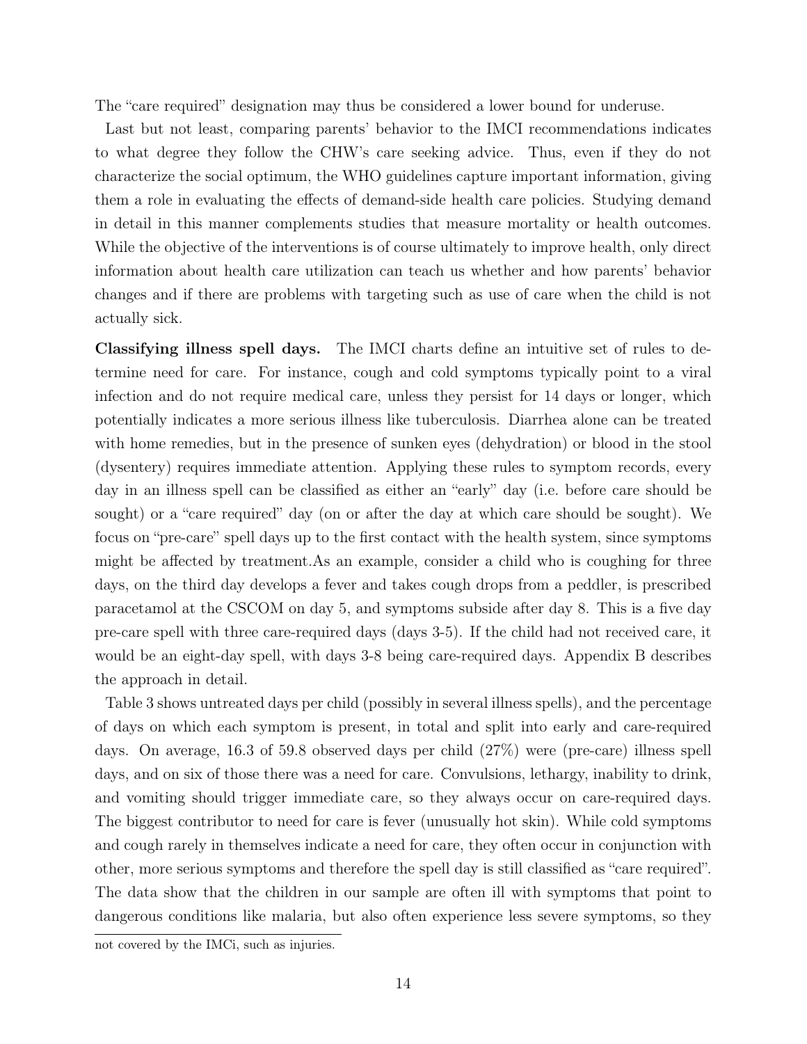The "care required" designation may thus be considered a lower bound for underuse.

Last but not least, comparing parents' behavior to the IMCI recommendations indicates to what degree they follow the CHW's care seeking advice. Thus, even if they do not characterize the social optimum, the WHO guidelines capture important information, giving them a role in evaluating the effects of demand-side health care policies. Studying demand in detail in this manner complements studies that measure mortality or health outcomes. While the objective of the interventions is of course ultimately to improve health, only direct information about health care utilization can teach us whether and how parents' behavior changes and if there are problems with targeting such as use of care when the child is not actually sick.

**Classifying illness spell days.** The IMCI charts define an intuitive set of rules to determine need for care. For instance, cough and cold symptoms typically point to a viral infection and do not require medical care, unless they persist for 14 days or longer, which potentially indicates a more serious illness like tuberculosis. Diarrhea alone can be treated with home remedies, but in the presence of sunken eyes (dehydration) or blood in the stool (dysentery) requires immediate attention. Applying these rules to symptom records, every day in an illness spell can be classified as either an "early" day (i.e. before care should be sought) or a "care required" day (on or after the day at which care should be sought). We focus on "pre-care" spell days up to the first contact with the health system, since symptoms might be affected by treatment.As an example, consider a child who is coughing for three days, on the third day develops a fever and takes cough drops from a peddler, is prescribed paracetamol at the CSCOM on day 5, and symptoms subside after day 8. This is a five day pre-care spell with three care-required days (days 3-5). If the child had not received care, it would be an eight-day spell, with days 3-8 being care-required days. Appendix B describes the approach in detail.

Table 3 shows untreated days per child (possibly in several illness spells), and the percentage of days on which each symptom is present, in total and split into early and care-required days. On average, 16.3 of 59.8 observed days per child (27%) were (pre-care) illness spell days, and on six of those there was a need for care. Convulsions, lethargy, inability to drink, and vomiting should trigger immediate care, so they always occur on care-required days. The biggest contributor to need for care is fever (unusually hot skin). While cold symptoms and cough rarely in themselves indicate a need for care, they often occur in conjunction with other, more serious symptoms and therefore the spell day is still classified as "care required". The data show that the children in our sample are often ill with symptoms that point to dangerous conditions like malaria, but also often experience less severe symptoms, so they

---

not covered by the IMCi, such as injuries.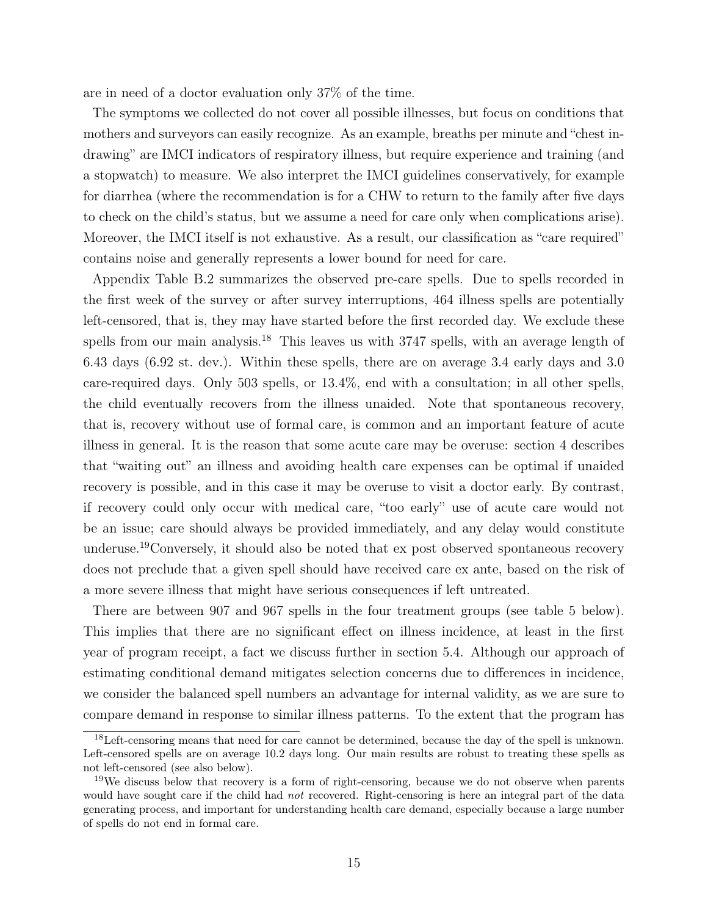are in need of a doctor evaluation only 37% of the time.

The symptoms we collected do not cover all possible illnesses, but focus on conditions that mothers and surveyors can easily recognize. As an example, breaths per minute and "chest in-drawing" are IMCI indicators of respiratory illness, but require experience and training (and a stopwatch) to measure. We also interpret the IMCI guidelines conservatively, for example for diarrhea (where the recommendation is for a CHW to return to the family after five days to check on the child's status, but we assume a need for care only when complications arise). Moreover, the IMCI itself is not exhaustive. As a result, our classification as "care required" contains noise and generally represents a lower bound for need for care.

Appendix Table B.2 summarizes the observed pre-care spells. Due to spells recorded in the first week of the survey or after survey interruptions, 464 illness spells are potentially left-censored, that is, they may have started before the first recorded day. We exclude these spells from our main analysis.[18] This leaves us with 3747 spells, with an average length of 6.43 days (6.92 st. dev.). Within these spells, there are on average 3.4 early days and 3.0 care-required days. Only 503 spells, or 13.4%, end with a consultation; in all other spells, the child eventually recovers from the illness unaided. Note that spontaneous recovery, that is, recovery without use of formal care, is common and an important feature of acute illness in general. It is the reason that some acute care may be overuse: section 4 describes that "waiting out" an illness and avoiding health care expenses can be optimal if unaided recovery is possible, and in this case it may be overuse to visit a doctor early. By contrast, if recovery could only occur with medical care, "too early" use of acute care would not be an issue; care should always be provided immediately, and any delay would constitute underuse.[19]Conversely, it should also be noted that ex post observed spontaneous recovery does not preclude that a given spell should have received care ex ante, based on the risk of a more severe illness that might have serious consequences if left untreated.

There are between 907 and 967 spells in the four treatment groups (see table 5 below). This implies that there are no significant effect on illness incidence, at least in the first year of program receipt, a fact we discuss further in section 5.4. Although our approach of estimating conditional demand mitigates selection concerns due to differences in incidence, we consider the balanced spell numbers an advantage for internal validity, as we are sure to compare demand in response to similar illness patterns. To the extent that the program has

[18]Left-censoring means that need for care cannot be determined, because the day of the spell is unknown. Left-censored spells are on average 10.2 days long. Our main results are robust to treating these spells as not left-censored (see also below).

[19]We discuss below that recovery is a form of right-censoring, because we do not observe when parents would have sought care if the child had *not* recovered. Right-censoring is here an integral part of the data generating process, and important for understanding health care demand, especially because a large number of spells do not end in formal care.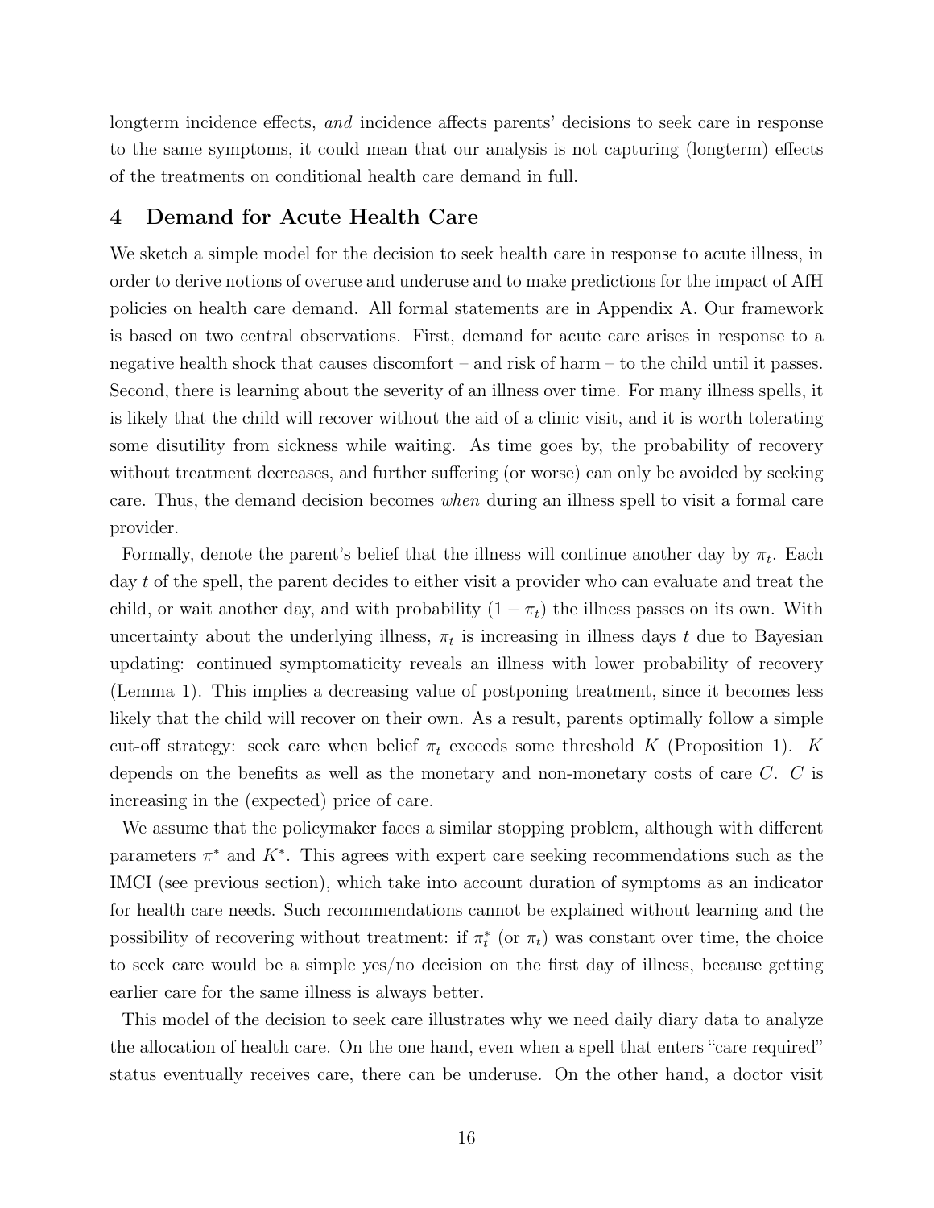longterm incidence effects, *and* incidence affects parents' decisions to seek care in response to the same symptoms, it could mean that our analysis is not capturing (longterm) effects of the treatments on conditional health care demand in full.

# 4 Demand for Acute Health Care

We sketch a simple model for the decision to seek health care in response to acute illness, in order to derive notions of overuse and underuse and to make predictions for the impact of AfH policies on health care demand. All formal statements are in Appendix A. Our framework is based on two central observations. First, demand for acute care arises in response to a negative health shock that causes discomfort – and risk of harm – to the child until it passes. Second, there is learning about the severity of an illness over time. For many illness spells, it is likely that the child will recover without the aid of a clinic visit, and it is worth tolerating some disutility from sickness while waiting. As time goes by, the probability of recovery without treatment decreases, and further suffering (or worse) can only be avoided by seeking care. Thus, the demand decision becomes *when* during an illness spell to visit a formal care provider.

Formally, denote the parent's belief that the illness will continue another day by $\pi_t$. Each day $t$ of the spell, the parent decides to either visit a provider who can evaluate and treat the child, or wait another day, and with probability $(1 - \pi_t)$ the illness passes on its own. With uncertainty about the underlying illness, $\pi_t$ is increasing in illness days $t$ due to Bayesian updating: continued symptomaticity reveals an illness with lower probability of recovery (Lemma 1). This implies a decreasing value of postponing treatment, since it becomes less likely that the child will recover on their own. As a result, parents optimally follow a simple cut-off strategy: seek care when belief $\pi_t$ exceeds some threshold $K$ (Proposition 1). $K$ depends on the benefits as well as the monetary and non-monetary costs of care $C$. $C$ is increasing in the (expected) price of care.

We assume that the policymaker faces a similar stopping problem, although with different parameters $\pi^*$ and $K^*$. This agrees with expert care seeking recommendations such as the IMCI (see previous section), which take into account duration of symptoms as an indicator for health care needs. Such recommendations cannot be explained without learning and the possibility of recovering without treatment: if $\pi_t^*$ (or $\pi_t$) was constant over time, the choice to seek care would be a simple yes/no decision on the first day of illness, because getting earlier care for the same illness is always better.

This model of the decision to seek care illustrates why we need daily diary data to analyze the allocation of health care. On the one hand, even when a spell that enters "care required" status eventually receives care, there can be underuse. On the other hand, a doctor visit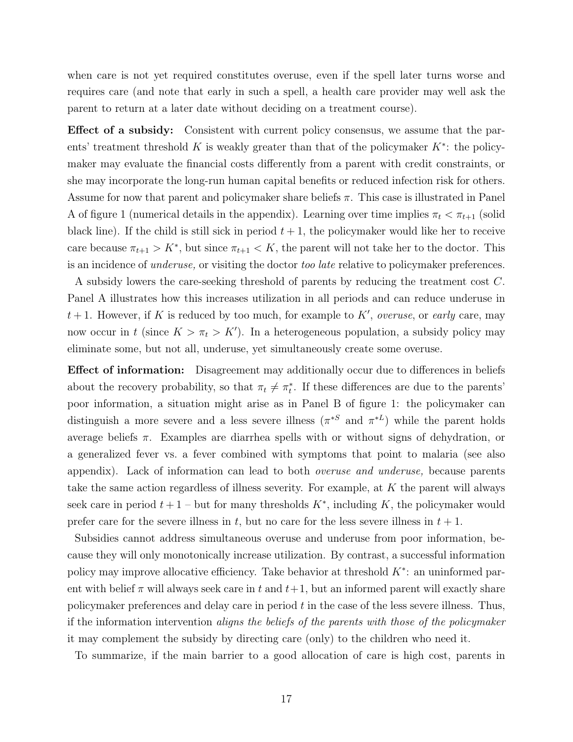when care is not yet required constitutes overuse, even if the spell later turns worse and requires care (and note that early in such a spell, a health care provider may well ask the parent to return at a later date without deciding on a treatment course).

**Effect of a subsidy:** Consistent with current policy consensus, we assume that the parents' treatment threshold $K$ is weakly greater than that of the policymaker $K^*$: the policymaker may evaluate the financial costs differently from a parent with credit constraints, or she may incorporate the long-run human capital benefits or reduced infection risk for others. Assume for now that parent and policymaker share beliefs $\pi$. This case is illustrated in Panel A of figure 1 (numerical details in the appendix). Learning over time implies $\pi_t < \pi_{t+1}$ (solid black line). If the child is still sick in period $t+1$, the policymaker would like her to receive care because $\pi_{t+1} > K^*$, but since $\pi_{t+1} < K$, the parent will not take her to the doctor. This is an incidence of *underuse,* or visiting the doctor *too late* relative to policymaker preferences.

A subsidy lowers the care-seeking threshold of parents by reducing the treatment cost $C$. Panel A illustrates how this increases utilization in all periods and can reduce underuse in $t+1$. However, if $K$ is reduced by too much, for example to $K'$, *overuse*, or *early* care, may now occur in $t$ (since $K > \pi_t > K'$). In a heterogeneous population, a subsidy policy may eliminate some, but not all, underuse, yet simultaneously create some overuse.

**Effect of information:** Disagreement may additionally occur due to differences in beliefs about the recovery probability, so that $\pi_t \neq \pi_t^*$. If these differences are due to the parents' poor information, a situation might arise as in Panel B of figure 1: the policymaker can distinguish a more severe and a less severe illness ($\pi^{*S}$ and $\pi^{*L}$) while the parent holds average beliefs $\pi$. Examples are diarrhea spells with or without signs of dehydration, or a generalized fever vs. a fever combined with symptoms that point to malaria (see also appendix). Lack of information can lead to both *overuse and underuse,* because parents take the same action regardless of illness severity. For example, at $K$ the parent will always seek care in period $t+1$ – but for many thresholds $K^*$, including $K$, the policymaker would prefer care for the severe illness in $t$, but no care for the less severe illness in $t+1$.

Subsidies cannot address simultaneous overuse and underuse from poor information, because they will only monotonically increase utilization. By contrast, a successful information policy may improve allocative efficiency. Take behavior at threshold $K^*$: an uninformed parent with belief $\pi$ will always seek care in $t$ and $t+1$, but an informed parent will exactly share policymaker preferences and delay care in period $t$ in the case of the less severe illness. Thus, if the information intervention *aligns the beliefs of the parents with those of the policymaker* it may complement the subsidy by directing care (only) to the children who need it.

To summarize, if the main barrier to a good allocation of care is high cost, parents in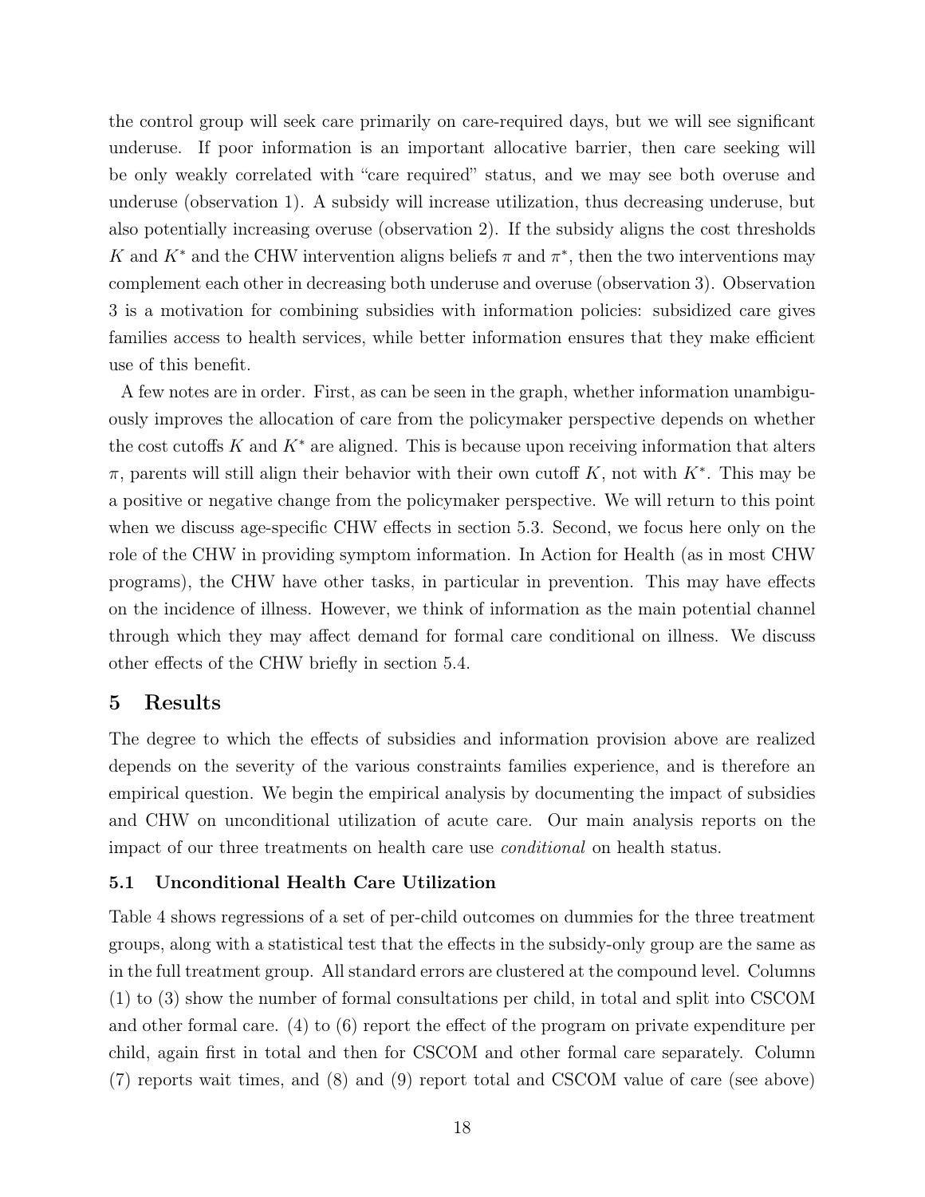the control group will seek care primarily on care-required days, but we will see significant underuse. If poor information is an important allocative barrier, then care seeking will be only weakly correlated with "care required" status, and we may see both overuse and underuse (observation 1). A subsidy will increase utilization, thus decreasing underuse, but also potentially increasing overuse (observation 2). If the subsidy aligns the cost thresholds $K$ and $K^*$ and the CHW intervention aligns beliefs $\pi$ and $\pi^*$, then the two interventions may complement each other in decreasing both underuse and overuse (observation 3). Observation 3 is a motivation for combining subsidies with information policies: subsidized care gives families access to health services, while better information ensures that they make efficient use of this benefit.

A few notes are in order. First, as can be seen in the graph, whether information unambiguously improves the allocation of care from the policymaker perspective depends on whether the cost cutoffs $K$ and $K^*$ are aligned. This is because upon receiving information that alters $\pi$, parents will still align their behavior with their own cutoff $K$, not with $K^*$. This may be a positive or negative change from the policymaker perspective. We will return to this point when we discuss age-specific CHW effects in section 5.3. Second, we focus here only on the role of the CHW in providing symptom information. In Action for Health (as in most CHW programs), the CHW have other tasks, in particular in prevention. This may have effects on the incidence of illness. However, we think of information as the main potential channel through which they may affect demand for formal care conditional on illness. We discuss other effects of the CHW briefly in section 5.4.

## 5 Results

The degree to which the effects of subsidies and information provision above are realized depends on the severity of the various constraints families experience, and is therefore an empirical question. We begin the empirical analysis by documenting the impact of subsidies and CHW on unconditional utilization of acute care. Our main analysis reports on the impact of our three treatments on health care use *conditional* on health status.

### 5.1 Unconditional Health Care Utilization

Table 4 shows regressions of a set of per-child outcomes on dummies for the three treatment groups, along with a statistical test that the effects in the subsidy-only group are the same as in the full treatment group. All standard errors are clustered at the compound level. Columns (1) to (3) show the number of formal consultations per child, in total and split into CSCOM and other formal care. (4) to (6) report the effect of the program on private expenditure per child, again first in total and then for CSCOM and other formal care separately. Column (7) reports wait times, and (8) and (9) report total and CSCOM value of care (see above)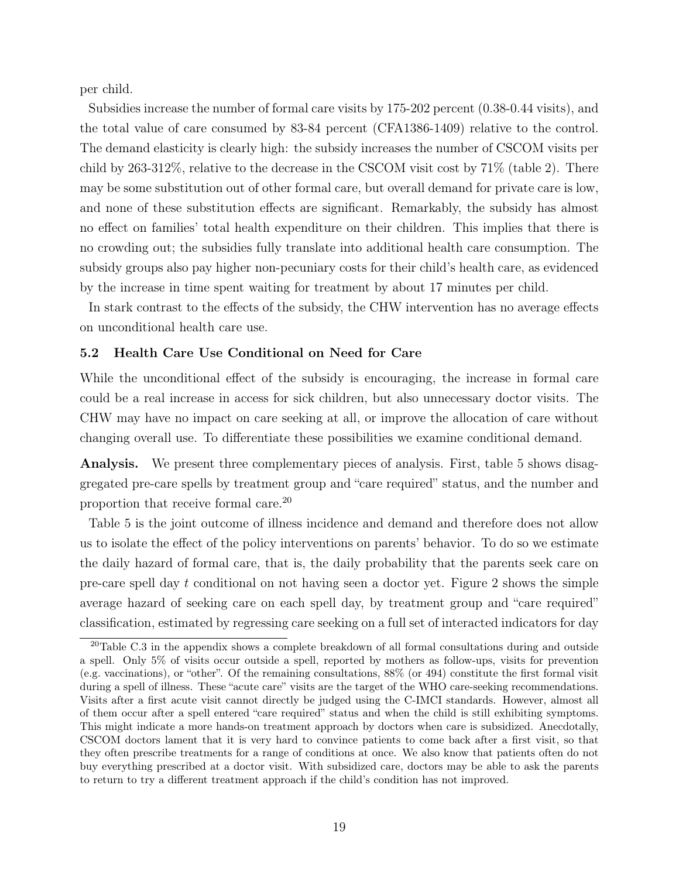per child.

Subsidies increase the number of formal care visits by 175-202 percent (0.38-0.44 visits), and the total value of care consumed by 83-84 percent (CFA1386-1409) relative to the control. The demand elasticity is clearly high: the subsidy increases the number of CSCOM visits per child by 263-312%, relative to the decrease in the CSCOM visit cost by 71% (table 2). There may be some substitution out of other formal care, but overall demand for private care is low, and none of these substitution effects are significant. Remarkably, the subsidy has almost no effect on families' total health expenditure on their children. This implies that there is no crowding out; the subsidies fully translate into additional health care consumption. The subsidy groups also pay higher non-pecuniary costs for their child's health care, as evidenced by the increase in time spent waiting for treatment by about 17 minutes per child.

In stark contrast to the effects of the subsidy, the CHW intervention has no average effects on unconditional health care use.

### 5.2 Health Care Use Conditional on Need for Care

While the unconditional effect of the subsidy is encouraging, the increase in formal care could be a real increase in access for sick children, but also unnecessary doctor visits. The CHW may have no impact on care seeking at all, or improve the allocation of care without changing overall use. To differentiate these possibilities we examine conditional demand.

**Analysis.** We present three complementary pieces of analysis. First, table 5 shows disaggregated pre-care spells by treatment group and "care required" status, and the number and proportion that receive formal care.[20]

Table 5 is the joint outcome of illness incidence and demand and therefore does not allow us to isolate the effect of the policy interventions on parents' behavior. To do so we estimate the daily hazard of formal care, that is, the daily probability that the parents seek care on pre-care spell day $t$ conditional on not having seen a doctor yet. Figure 2 shows the simple average hazard of seeking care on each spell day, by treatment group and "care required" classification, estimated by regressing care seeking on a full set of interacted indicators for day

[20] Table C.3 in the appendix shows a complete breakdown of all formal consultations during and outside a spell. Only 5% of visits occur outside a spell, reported by mothers as follow-ups, visits for prevention (e.g. vaccinations), or "other". Of the remaining consultations, 88% (or 494) constitute the first formal visit during a spell of illness. These "acute care" visits are the target of the WHO care-seeking recommendations. Visits after a first acute visit cannot directly be judged using the C-IMCI standards. However, almost all of them occur after a spell entered "care required" status and when the child is still exhibiting symptoms. This might indicate a more hands-on treatment approach by doctors when care is subsidized. Anecdotally, CSCOM doctors lament that it is very hard to convince patients to come back after a first visit, so that they often prescribe treatments for a range of conditions at once. We also know that patients often do not buy everything prescribed at a doctor visit. With subsidized care, doctors may be able to ask the parents to return to try a different treatment approach if the child's condition has not improved.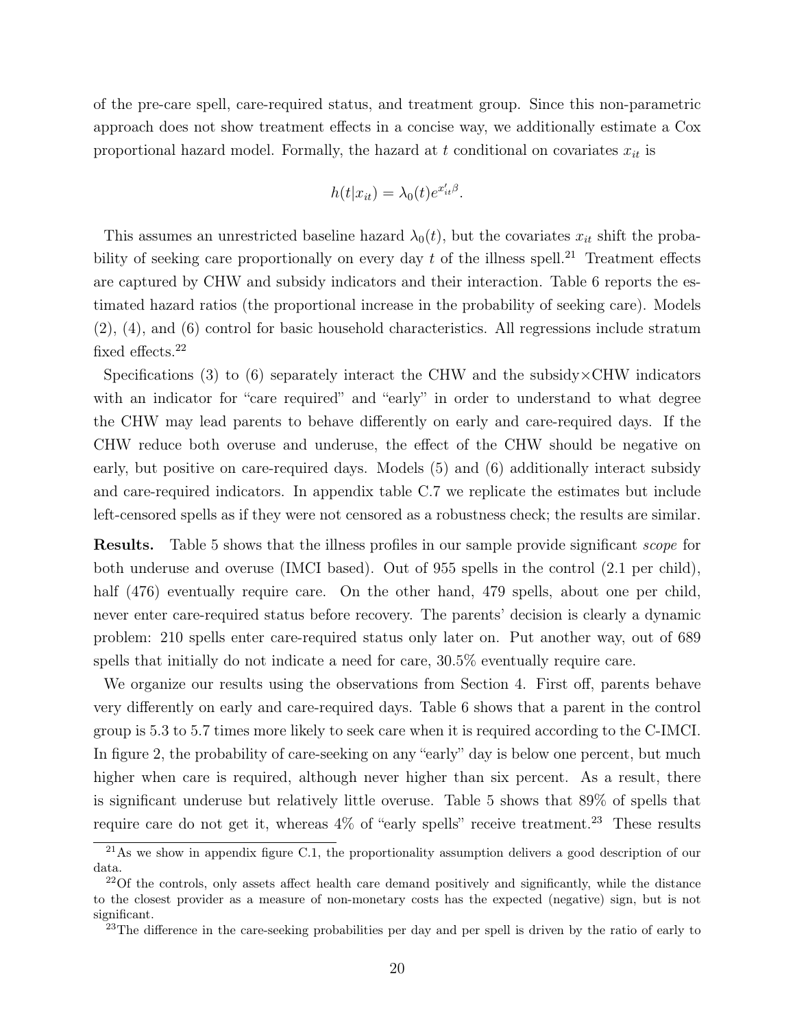of the pre-care spell, care-required status, and treatment group. Since this non-parametric approach does not show treatment effects in a concise way, we additionally estimate a Cox proportional hazard model. Formally, the hazard at $t$ conditional on covariates $x_{it}$ is

$$h(t|x_{it}) = \lambda_0(t)e^{x_{it}'\beta}.$$

This assumes an unrestricted baseline hazard $\lambda_0(t)$, but the covariates $x_{it}$ shift the probability of seeking care proportionally on every day $t$ of the illness spell.[21] Treatment effects are captured by CHW and subsidy indicators and their interaction. Table 6 reports the estimated hazard ratios (the proportional increase in the probability of seeking care). Models (2), (4), and (6) control for basic household characteristics. All regressions include stratum fixed effects.[22]

Specifications (3) to (6) separately interact the CHW and the subsidy×CHW indicators with an indicator for "care required" and "early" in order to understand to what degree the CHW may lead parents to behave differently on early and care-required days. If the CHW reduce both overuse and underuse, the effect of the CHW should be negative on early, but positive on care-required days. Models (5) and (6) additionally interact subsidy and care-required indicators. In appendix table C.7 we replicate the estimates but include left-censored spells as if they were not censored as a robustness check; the results are similar.

**Results.** Table 5 shows that the illness profiles in our sample provide significant *scope* for both underuse and overuse (IMCI based). Out of 955 spells in the control (2.1 per child), half (476) eventually require care. On the other hand, 479 spells, about one per child, never enter care-required status before recovery. The parents' decision is clearly a dynamic problem: 210 spells enter care-required status only later on. Put another way, out of 689 spells that initially do not indicate a need for care, 30.5% eventually require care.

We organize our results using the observations from Section 4. First off, parents behave very differently on early and care-required days. Table 6 shows that a parent in the control group is 5.3 to 5.7 times more likely to seek care when it is required according to the C-IMCI. In figure 2, the probability of care-seeking on any "early" day is below one percent, but much higher when care is required, although never higher than six percent. As a result, there is significant underuse but relatively little overuse. Table 5 shows that 89% of spells that require care do not get it, whereas 4% of "early spells" receive treatment.[23] These results

[21] As we show in appendix figure C.1, the proportionality assumption delivers a good description of our data.

[22] Of the controls, only assets affect health care demand positively and significantly, while the distance to the closest provider as a measure of non-monetary costs has the expected (negative) sign, but is not significant.

[23] The difference in the care-seeking probabilities per day and per spell is driven by the ratio of early to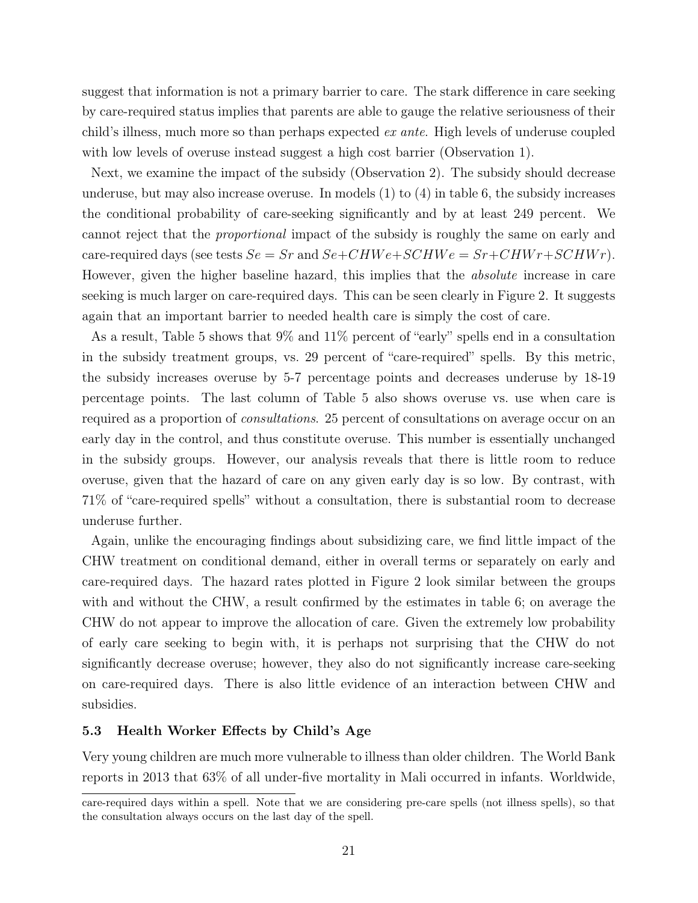suggest that information is not a primary barrier to care. The stark difference in care seeking by care-required status implies that parents are able to gauge the relative seriousness of their child's illness, much more so than perhaps expected *ex ante.* High levels of underuse coupled with low levels of overuse instead suggest a high cost barrier (Observation 1).

Next, we examine the impact of the subsidy (Observation 2). The subsidy should decrease underuse, but may also increase overuse. In models (1) to (4) in table 6, the subsidy increases the conditional probability of care-seeking significantly and by at least 249 percent. We cannot reject that the *proportional* impact of the subsidy is roughly the same on early and care-required days (see tests $Se = Sr$ and $Se{+}CHWe{+}SCHWe = Sr{+}CHWr{+}SCHWr$). However, given the higher baseline hazard, this implies that the *absolute* increase in care seeking is much larger on care-required days. This can be seen clearly in Figure 2. It suggests again that an important barrier to needed health care is simply the cost of care.

As a result, Table 5 shows that 9% and 11% percent of "early" spells end in a consultation in the subsidy treatment groups, vs. 29 percent of "care-required" spells. By this metric, the subsidy increases overuse by 5-7 percentage points and decreases underuse by 18-19 percentage points. The last column of Table 5 also shows overuse vs. use when care is required as a proportion of *consultations*. 25 percent of consultations on average occur on an early day in the control, and thus constitute overuse. This number is essentially unchanged in the subsidy groups. However, our analysis reveals that there is little room to reduce overuse, given that the hazard of care on any given early day is so low. By contrast, with 71% of "care-required spells" without a consultation, there is substantial room to decrease underuse further.

Again, unlike the encouraging findings about subsidizing care, we find little impact of the CHW treatment on conditional demand, either in overall terms or separately on early and care-required days. The hazard rates plotted in Figure 2 look similar between the groups with and without the CHW, a result confirmed by the estimates in table 6; on average the CHW do not appear to improve the allocation of care. Given the extremely low probability of early care seeking to begin with, it is perhaps not surprising that the CHW do not significantly decrease overuse; however, they also do not significantly increase care-seeking on care-required days. There is also little evidence of an interaction between CHW and subsidies.

### 5.3 Health Worker Effects by Child's Age

Very young children are much more vulnerable to illness than older children. The World Bank reports in 2013 that 63% of all under-five mortality in Mali occurred in infants. Worldwide,

care-required days within a spell. Note that we are considering pre-care spells (not illness spells), so that the consultation always occurs on the last day of the spell.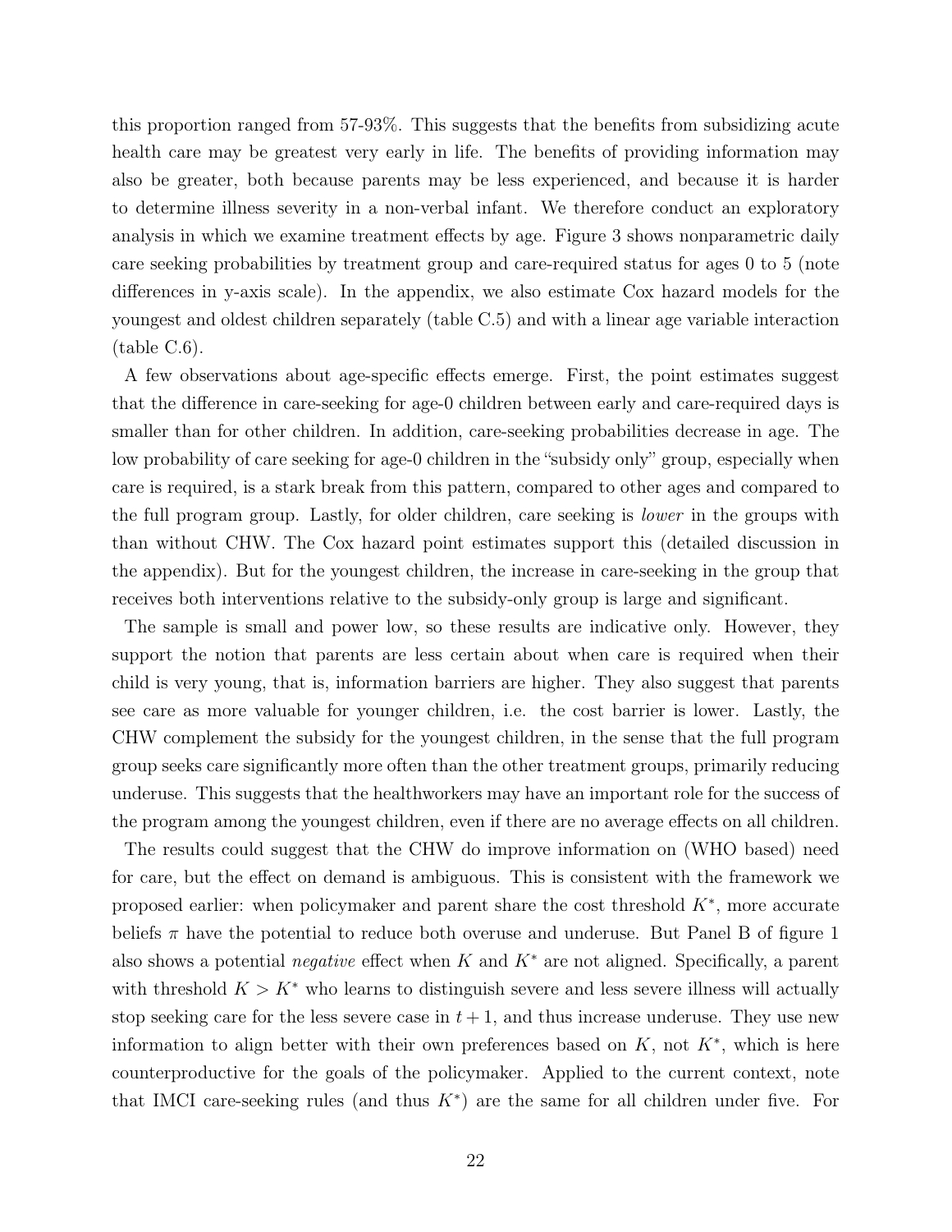this proportion ranged from 57-93%. This suggests that the benefits from subsidizing acute health care may be greatest very early in life. The benefits of providing information may also be greater, both because parents may be less experienced, and because it is harder to determine illness severity in a non-verbal infant. We therefore conduct an exploratory analysis in which we examine treatment effects by age. Figure 3 shows nonparametric daily care seeking probabilities by treatment group and care-required status for ages 0 to 5 (note differences in y-axis scale). In the appendix, we also estimate Cox hazard models for the youngest and oldest children separately (table C.5) and with a linear age variable interaction (table C.6).

A few observations about age-specific effects emerge. First, the point estimates suggest that the difference in care-seeking for age-0 children between early and care-required days is smaller than for other children. In addition, care-seeking probabilities decrease in age. The low probability of care seeking for age-0 children in the "subsidy only" group, especially when care is required, is a stark break from this pattern, compared to other ages and compared to the full program group. Lastly, for older children, care seeking is *lower* in the groups with than without CHW. The Cox hazard point estimates support this (detailed discussion in the appendix). But for the youngest children, the increase in care-seeking in the group that receives both interventions relative to the subsidy-only group is large and significant.

The sample is small and power low, so these results are indicative only. However, they support the notion that parents are less certain about when care is required when their child is very young, that is, information barriers are higher. They also suggest that parents see care as more valuable for younger children, i.e. the cost barrier is lower. Lastly, the CHW complement the subsidy for the youngest children, in the sense that the full program group seeks care significantly more often than the other treatment groups, primarily reducing underuse. This suggests that the healthworkers may have an important role for the success of the program among the youngest children, even if there are no average effects on all children.

The results could suggest that the CHW do improve information on (WHO based) need for care, but the effect on demand is ambiguous. This is consistent with the framework we proposed earlier: when policymaker and parent share the cost threshold $K^*$, more accurate beliefs $\pi$ have the potential to reduce both overuse and underuse. But Panel B of figure 1 also shows a potential *negative* effect when $K$ and $K^*$ are not aligned. Specifically, a parent with threshold $K > K^*$ who learns to distinguish severe and less severe illness will actually stop seeking care for the less severe case in $t+1$, and thus increase underuse. They use new information to align better with their own preferences based on $K$, not $K^*$, which is here counterproductive for the goals of the policymaker. Applied to the current context, note that IMCI care-seeking rules (and thus $K^*$) are the same for all children under five. For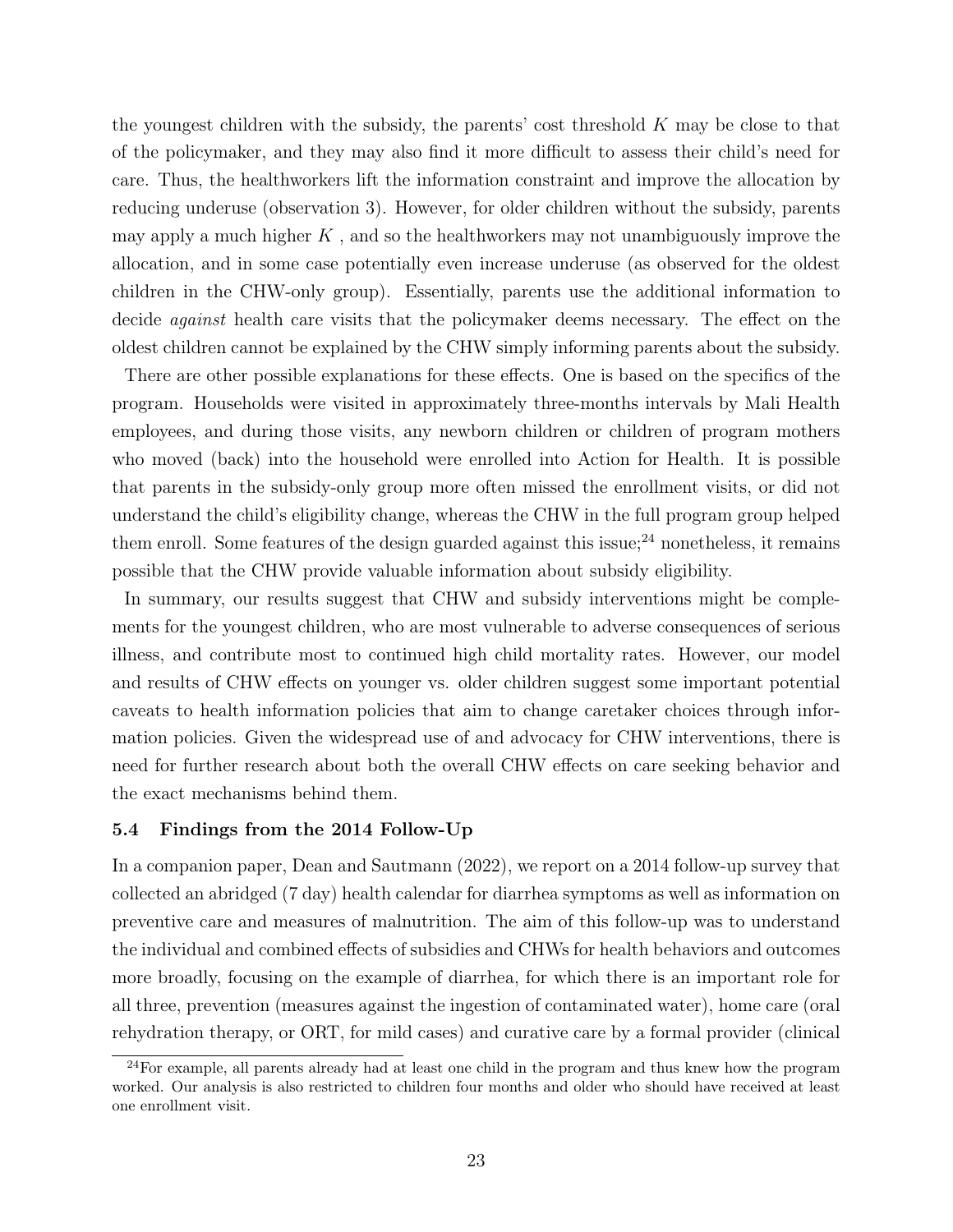the youngest children with the subsidy, the parents' cost threshold $K$ may be close to that of the policymaker, and they may also find it more difficult to assess their child's need for care. Thus, the healthworkers lift the information constraint and improve the allocation by reducing underuse (observation 3). However, for older children without the subsidy, parents may apply a much higher $K$ , and so the healthworkers may not unambiguously improve the allocation, and in some case potentially even increase underuse (as observed for the oldest children in the CHW-only group). Essentially, parents use the additional information to decide *against* health care visits that the policymaker deems necessary. The effect on the oldest children cannot be explained by the CHW simply informing parents about the subsidy.

There are other possible explanations for these effects. One is based on the specifics of the program. Households were visited in approximately three-months intervals by Mali Health employees, and during those visits, any newborn children or children of program mothers who moved (back) into the household were enrolled into Action for Health. It is possible that parents in the subsidy-only group more often missed the enrollment visits, or did not understand the child's eligibility change, whereas the CHW in the full program group helped them enroll. Some features of the design guarded against this issue;[24] nonetheless, it remains possible that the CHW provide valuable information about subsidy eligibility.

In summary, our results suggest that CHW and subsidy interventions might be complements for the youngest children, who are most vulnerable to adverse consequences of serious illness, and contribute most to continued high child mortality rates. However, our model and results of CHW effects on younger vs. older children suggest some important potential caveats to health information policies that aim to change caretaker choices through information policies. Given the widespread use of and advocacy for CHW interventions, there is need for further research about both the overall CHW effects on care seeking behavior and the exact mechanisms behind them.

### 5.4 Findings from the 2014 Follow-Up

In a companion paper, Dean and Sautmann (2022), we report on a 2014 follow-up survey that collected an abridged (7 day) health calendar for diarrhea symptoms as well as information on preventive care and measures of malnutrition. The aim of this follow-up was to understand the individual and combined effects of subsidies and CHWs for health behaviors and outcomes more broadly, focusing on the example of diarrhea, for which there is an important role for all three, prevention (measures against the ingestion of contaminated water), home care (oral rehydration therapy, or ORT, for mild cases) and curative care by a formal provider (clinical

[24] For example, all parents already had at least one child in the program and thus knew how the program worked. Our analysis is also restricted to children four months and older who should have received at least one enrollment visit.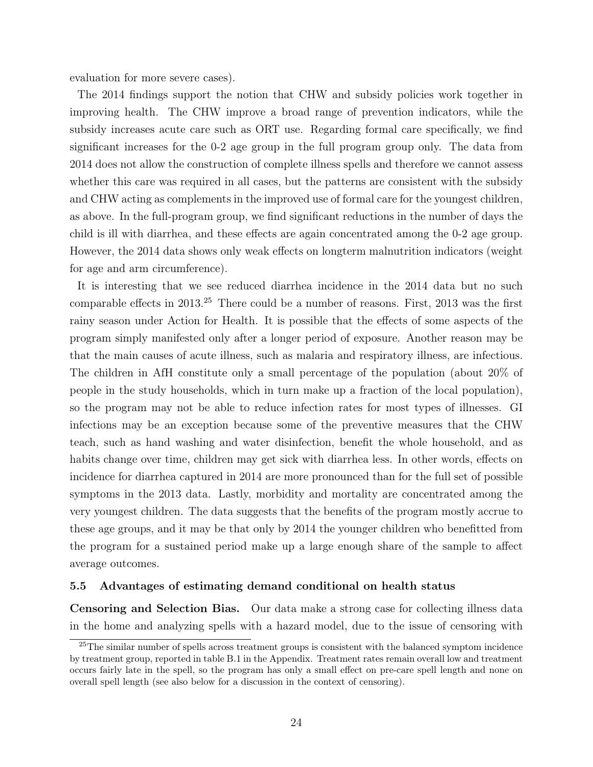evaluation for more severe cases).

The 2014 findings support the notion that CHW and subsidy policies work together in improving health. The CHW improve a broad range of prevention indicators, while the subsidy increases acute care such as ORT use. Regarding formal care specifically, we find significant increases for the 0-2 age group in the full program group only. The data from 2014 does not allow the construction of complete illness spells and therefore we cannot assess whether this care was required in all cases, but the patterns are consistent with the subsidy and CHW acting as complements in the improved use of formal care for the youngest children, as above. In the full-program group, we find significant reductions in the number of days the child is ill with diarrhea, and these effects are again concentrated among the 0-2 age group. However, the 2014 data shows only weak effects on longterm malnutrition indicators (weight for age and arm circumference).

It is interesting that we see reduced diarrhea incidence in the 2014 data but no such comparable effects in 2013.[25] There could be a number of reasons. First, 2013 was the first rainy season under Action for Health. It is possible that the effects of some aspects of the program simply manifested only after a longer period of exposure. Another reason may be that the main causes of acute illness, such as malaria and respiratory illness, are infectious. The children in AfH constitute only a small percentage of the population (about 20% of people in the study households, which in turn make up a fraction of the local population), so the program may not be able to reduce infection rates for most types of illnesses. GI infections may be an exception because some of the preventive measures that the CHW teach, such as hand washing and water disinfection, benefit the whole household, and as habits change over time, children may get sick with diarrhea less. In other words, effects on incidence for diarrhea captured in 2014 are more pronounced than for the full set of possible symptoms in the 2013 data. Lastly, morbidity and mortality are concentrated among the very youngest children. The data suggests that the benefits of the program mostly accrue to these age groups, and it may be that only by 2014 the younger children who benefitted from the program for a sustained period make up a large enough share of the sample to affect average outcomes.

### 5.5 Advantages of estimating demand conditional on health status

**Censoring and Selection Bias.** Our data make a strong case for collecting illness data in the home and analyzing spells with a hazard model, due to the issue of censoring with

[25] The similar number of spells across treatment groups is consistent with the balanced symptom incidence by treatment group, reported in table B.1 in the Appendix. Treatment rates remain overall low and treatment occurs fairly late in the spell, so the program has only a small effect on pre-care spell length and none on overall spell length (see also below for a discussion in the context of censoring).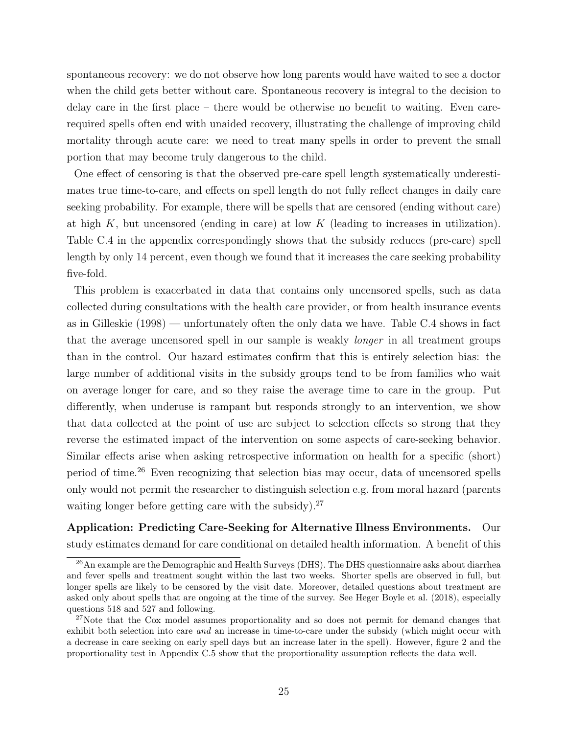spontaneous recovery: we do not observe how long parents would have waited to see a doctor when the child gets better without care. Spontaneous recovery is integral to the decision to delay care in the first place – there would be otherwise no benefit to waiting. Even care-required spells often end with unaided recovery, illustrating the challenge of improving child mortality through acute care: we need to treat many spells in order to prevent the small portion that may become truly dangerous to the child.

One effect of censoring is that the observed pre-care spell length systematically underestimates true time-to-care, and effects on spell length do not fully reflect changes in daily care seeking probability. For example, there will be spells that are censored (ending without care) at high $K$, but uncensored (ending in care) at low $K$ (leading to increases in utilization). Table C.4 in the appendix correspondingly shows that the subsidy reduces (pre-care) spell length by only 14 percent, even though we found that it increases the care seeking probability five-fold.

This problem is exacerbated in data that contains only uncensored spells, such as data collected during consultations with the health care provider, or from health insurance events as in Gilleskie (1998) — unfortunately often the only data we have. Table C.4 shows in fact that the average uncensored spell in our sample is weakly *longer* in all treatment groups than in the control. Our hazard estimates confirm that this is entirely selection bias: the large number of additional visits in the subsidy groups tend to be from families who wait on average longer for care, and so they raise the average time to care in the group. Put differently, when underuse is rampant but responds strongly to an intervention, we show that data collected at the point of use are subject to selection effects so strong that they reverse the estimated impact of the intervention on some aspects of care-seeking behavior. Similar effects arise when asking retrospective information on health for a specific (short) period of time.[26] Even recognizing that selection bias may occur, data of uncensored spells only would not permit the researcher to distinguish selection e.g. from moral hazard (parents waiting longer before getting care with the subsidy).[27]

**Application: Predicting Care-Seeking for Alternative Illness Environments.** Our study estimates demand for care conditional on detailed health information. A benefit of this

[26]An example are the Demographic and Health Surveys (DHS). The DHS questionnaire asks about diarrhea and fever spells and treatment sought within the last two weeks. Shorter spells are observed in full, but longer spells are likely to be censored by the visit date. Moreover, detailed questions about treatment are asked only about spells that are ongoing at the time of the survey. See Heger Boyle et al. (2018), especially questions 518 and 527 and following.

[27]Note that the Cox model assumes proportionality and so does not permit for demand changes that exhibit both selection into care *and* an increase in time-to-care under the subsidy (which might occur with a decrease in care seeking on early spell days but an increase later in the spell). However, figure 2 and the proportionality test in Appendix C.5 show that the proportionality assumption reflects the data well.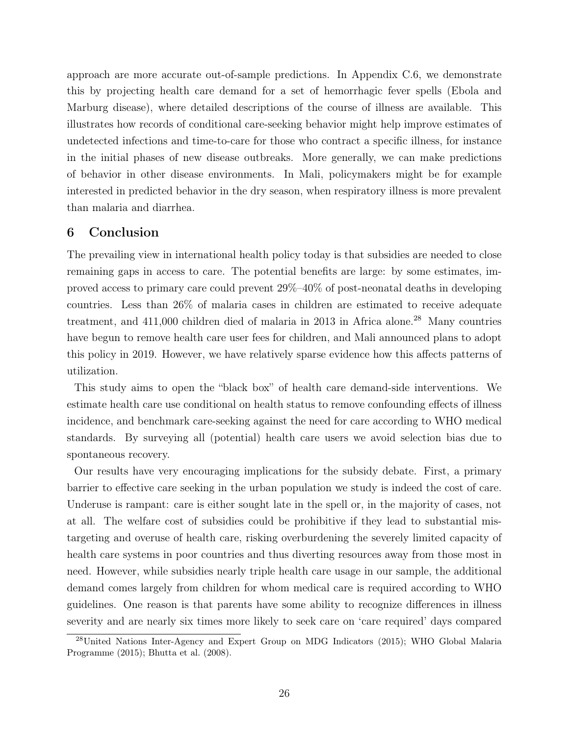approach are more accurate out-of-sample predictions. In Appendix C.6, we demonstrate this by projecting health care demand for a set of hemorrhagic fever spells (Ebola and Marburg disease), where detailed descriptions of the course of illness are available. This illustrates how records of conditional care-seeking behavior might help improve estimates of undetected infections and time-to-care for those who contract a specific illness, for instance in the initial phases of new disease outbreaks. More generally, we can make predictions of behavior in other disease environments. In Mali, policymakers might be for example interested in predicted behavior in the dry season, when respiratory illness is more prevalent than malaria and diarrhea.

## 6 Conclusion

The prevailing view in international health policy today is that subsidies are needed to close remaining gaps in access to care. The potential benefits are large: by some estimates, improved access to primary care could prevent 29%–40% of post-neonatal deaths in developing countries. Less than 26% of malaria cases in children are estimated to receive adequate treatment, and 411,000 children died of malaria in 2013 in Africa alone.[28] Many countries have begun to remove health care user fees for children, and Mali announced plans to adopt this policy in 2019. However, we have relatively sparse evidence how this affects patterns of utilization.

This study aims to open the "black box" of health care demand-side interventions. We estimate health care use conditional on health status to remove confounding effects of illness incidence, and benchmark care-seeking against the need for care according to WHO medical standards. By surveying all (potential) health care users we avoid selection bias due to spontaneous recovery.

Our results have very encouraging implications for the subsidy debate. First, a primary barrier to effective care seeking in the urban population we study is indeed the cost of care. Underuse is rampant: care is either sought late in the spell or, in the majority of cases, not at all. The welfare cost of subsidies could be prohibitive if they lead to substantial mistargeting and overuse of health care, risking overburdening the severely limited capacity of health care systems in poor countries and thus diverting resources away from those most in need. However, while subsidies nearly triple health care usage in our sample, the additional demand comes largely from children for whom medical care is required according to WHO guidelines. One reason is that parents have some ability to recognize differences in illness severity and are nearly six times more likely to seek care on 'care required' days compared

[28] United Nations Inter-Agency and Expert Group on MDG Indicators (2015); WHO Global Malaria Programme (2015); Bhutta et al. (2008).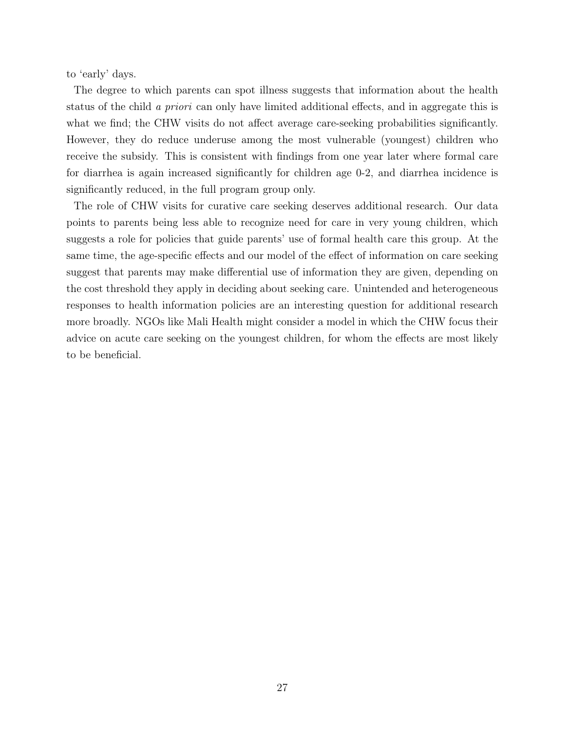to 'early' days.

The degree to which parents can spot illness suggests that information about the health status of the child *a priori* can only have limited additional effects, and in aggregate this is what we find; the CHW visits do not affect average care-seeking probabilities significantly. However, they do reduce underuse among the most vulnerable (youngest) children who receive the subsidy. This is consistent with findings from one year later where formal care for diarrhea is again increased significantly for children age 0-2, and diarrhea incidence is significantly reduced, in the full program group only.

The role of CHW visits for curative care seeking deserves additional research. Our data points to parents being less able to recognize need for care in very young children, which suggests a role for policies that guide parents' use of formal health care this group. At the same time, the age-specific effects and our model of the effect of information on care seeking suggest that parents may make differential use of information they are given, depending on the cost threshold they apply in deciding about seeking care. Unintended and heterogeneous responses to health information policies are an interesting question for additional research more broadly. NGOs like Mali Health might consider a model in which the CHW focus their advice on acute care seeking on the youngest children, for whom the effects are most likely to be beneficial.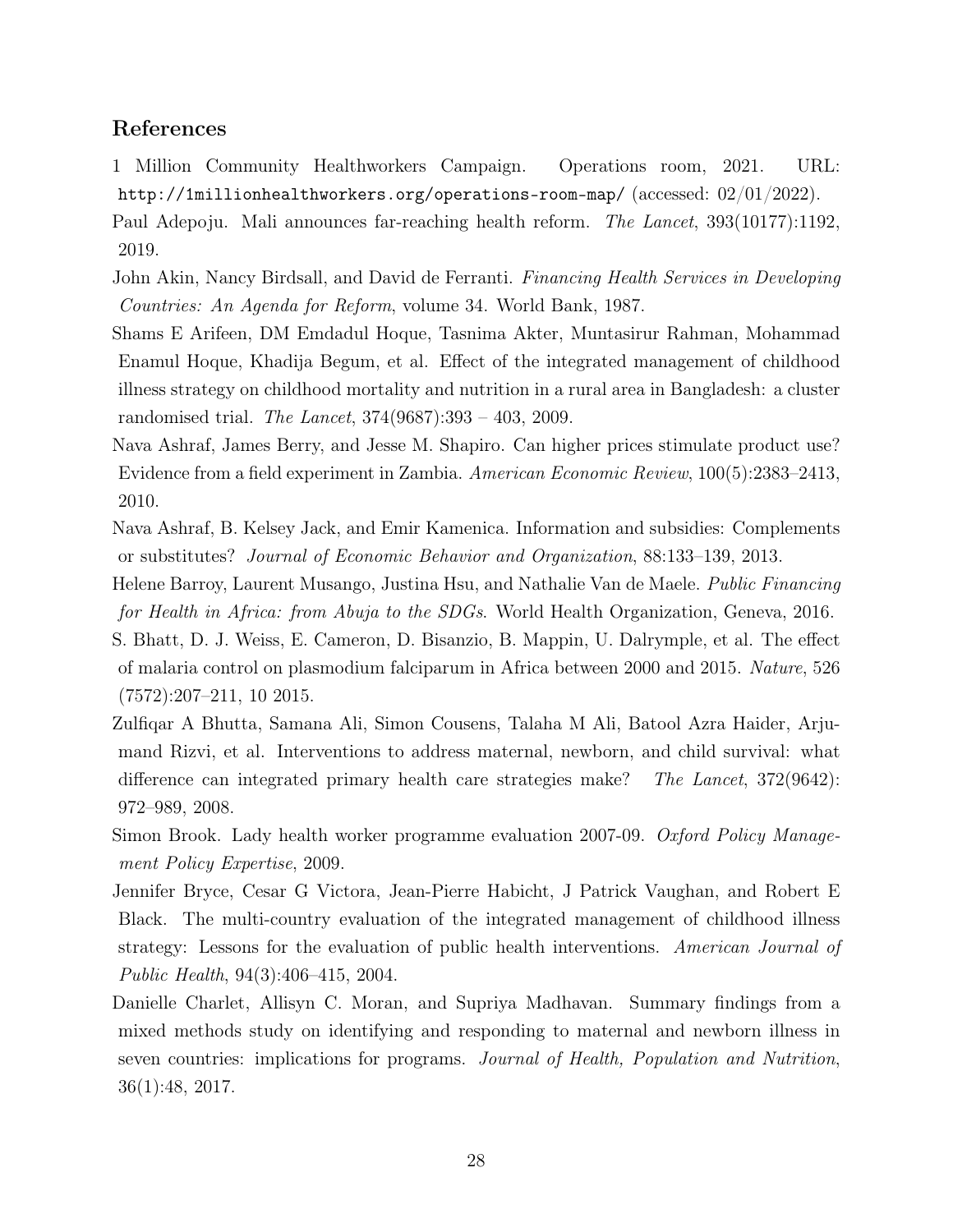## References

1 Million Community Healthworkers Campaign. Operations room, 2021. URL: http://1millionhealthworkers.org/operations-room-map/ (accessed: 02/01/2022).

Paul Adepoju. Mali announces far-reaching health reform. *The Lancet*, 393(10177):1192, 2019.

John Akin, Nancy Birdsall, and David de Ferranti. *Financing Health Services in Developing Countries: An Agenda for Reform*, volume 34. World Bank, 1987.

Shams E Arifeen, DM Emdadul Hoque, Tasnima Akter, Muntasirur Rahman, Mohammad Enamul Hoque, Khadija Begum, et al. Effect of the integrated management of childhood illness strategy on childhood mortality and nutrition in a rural area in Bangladesh: a cluster randomised trial. *The Lancet*, 374(9687):393 – 403, 2009.

Nava Ashraf, James Berry, and Jesse M. Shapiro. Can higher prices stimulate product use? Evidence from a field experiment in Zambia. *American Economic Review*, 100(5):2383–2413, 2010.

Nava Ashraf, B. Kelsey Jack, and Emir Kamenica. Information and subsidies: Complements or substitutes? *Journal of Economic Behavior and Organization*, 88:133–139, 2013.

Helene Barroy, Laurent Musango, Justina Hsu, and Nathalie Van de Maele. *Public Financing for Health in Africa: from Abuja to the SDGs*. World Health Organization, Geneva, 2016.

S. Bhatt, D. J. Weiss, E. Cameron, D. Bisanzio, B. Mappin, U. Dalrymple, et al. The effect of malaria control on plasmodium falciparum in Africa between 2000 and 2015. *Nature*, 526 (7572):207–211, 10 2015.

Zulfiqar A Bhutta, Samana Ali, Simon Cousens, Talaha M Ali, Batool Azra Haider, Arjumand Rizvi, et al. Interventions to address maternal, newborn, and child survival: what difference can integrated primary health care strategies make? *The Lancet*, 372(9642): 972–989, 2008.

Simon Brook. Lady health worker programme evaluation 2007-09. *Oxford Policy Management Policy Expertise*, 2009.

Jennifer Bryce, Cesar G Victora, Jean-Pierre Habicht, J Patrick Vaughan, and Robert E Black. The multi-country evaluation of the integrated management of childhood illness strategy: Lessons for the evaluation of public health interventions. *American Journal of Public Health*, 94(3):406–415, 2004.

Danielle Charlet, Allisyn C. Moran, and Supriya Madhavan. Summary findings from a mixed methods study on identifying and responding to maternal and newborn illness in seven countries: implications for programs. *Journal of Health, Population and Nutrition*, 36(1):48, 2017.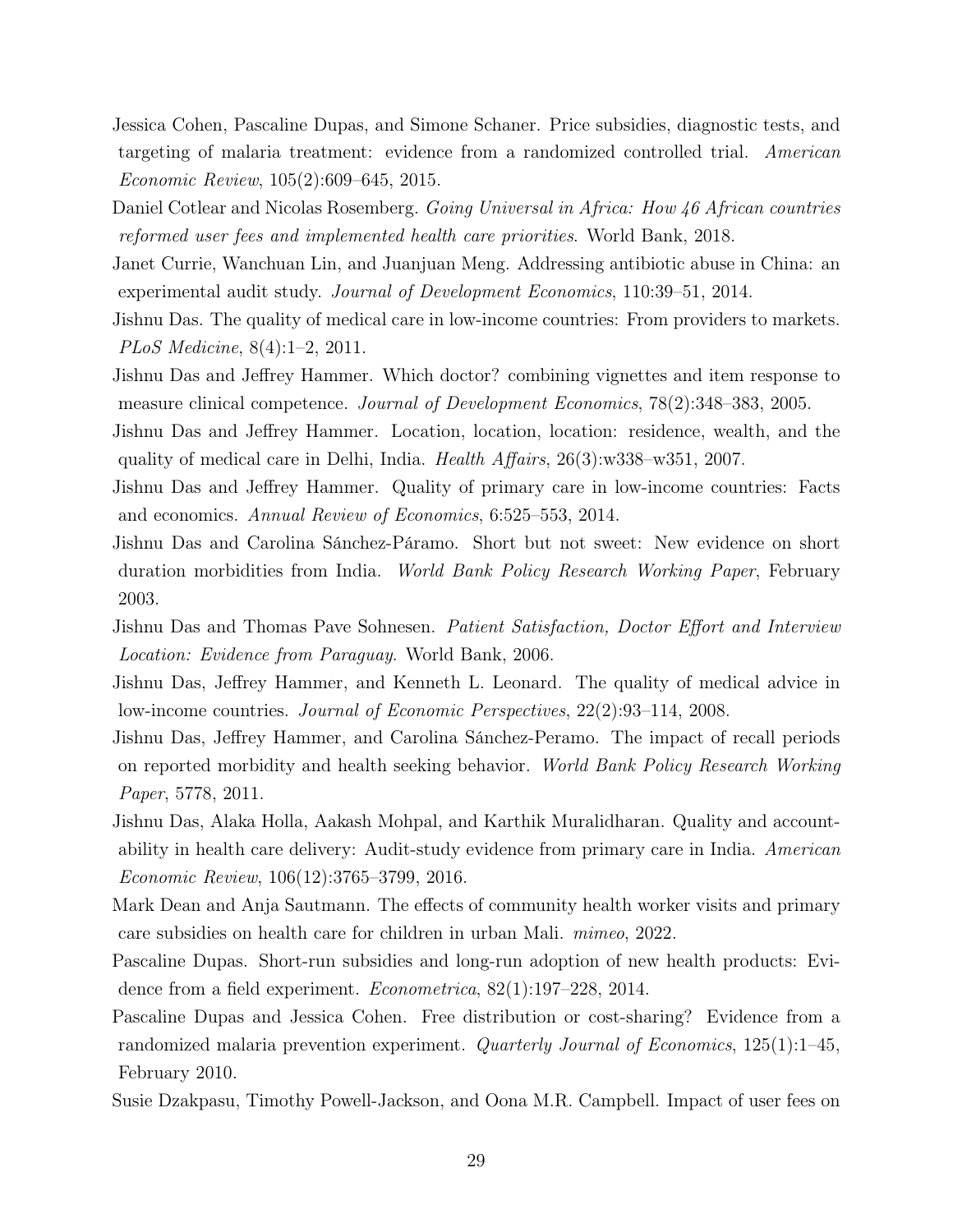Jessica Cohen, Pascaline Dupas, and Simone Schaner. Price subsidies, diagnostic tests, and targeting of malaria treatment: evidence from a randomized controlled trial. *American Economic Review*, 105(2):609–645, 2015.

Daniel Cotlear and Nicolas Rosemberg. *Going Universal in Africa: How 46 African countries reformed user fees and implemented health care priorities*. World Bank, 2018.

Janet Currie, Wanchuan Lin, and Juanjuan Meng. Addressing antibiotic abuse in China: an experimental audit study. *Journal of Development Economics*, 110:39–51, 2014.

Jishnu Das. The quality of medical care in low-income countries: From providers to markets. *PLoS Medicine*, 8(4):1–2, 2011.

Jishnu Das and Jeffrey Hammer. Which doctor? combining vignettes and item response to measure clinical competence. *Journal of Development Economics*, 78(2):348–383, 2005.

Jishnu Das and Jeffrey Hammer. Location, location, location: residence, wealth, and the quality of medical care in Delhi, India. *Health Affairs*, 26(3):w338–w351, 2007.

Jishnu Das and Jeffrey Hammer. Quality of primary care in low-income countries: Facts and economics. *Annual Review of Economics*, 6:525–553, 2014.

Jishnu Das and Carolina Sánchez-Páramo. Short but not sweet: New evidence on short duration morbidities from India. *World Bank Policy Research Working Paper*, February 2003.

Jishnu Das and Thomas Pave Sohnesen. *Patient Satisfaction, Doctor Effort and Interview Location: Evidence from Paraguay*. World Bank, 2006.

Jishnu Das, Jeffrey Hammer, and Kenneth L. Leonard. The quality of medical advice in low-income countries. *Journal of Economic Perspectives*, 22(2):93–114, 2008.

Jishnu Das, Jeffrey Hammer, and Carolina Sánchez-Peramo. The impact of recall periods on reported morbidity and health seeking behavior. *World Bank Policy Research Working Paper*, 5778, 2011.

Jishnu Das, Alaka Holla, Aakash Mohpal, and Karthik Muralidharan. Quality and accountability in health care delivery: Audit-study evidence from primary care in India. *American Economic Review*, 106(12):3765–3799, 2016.

Mark Dean and Anja Sautmann. The effects of community health worker visits and primary care subsidies on health care for children in urban Mali. *mimeo*, 2022.

Pascaline Dupas. Short-run subsidies and long-run adoption of new health products: Evidence from a field experiment. *Econometrica*, 82(1):197–228, 2014.

Pascaline Dupas and Jessica Cohen. Free distribution or cost-sharing? Evidence from a randomized malaria prevention experiment. *Quarterly Journal of Economics*, 125(1):1–45, February 2010.

Susie Dzakpasu, Timothy Powell-Jackson, and Oona M.R. Campbell. Impact of user fees on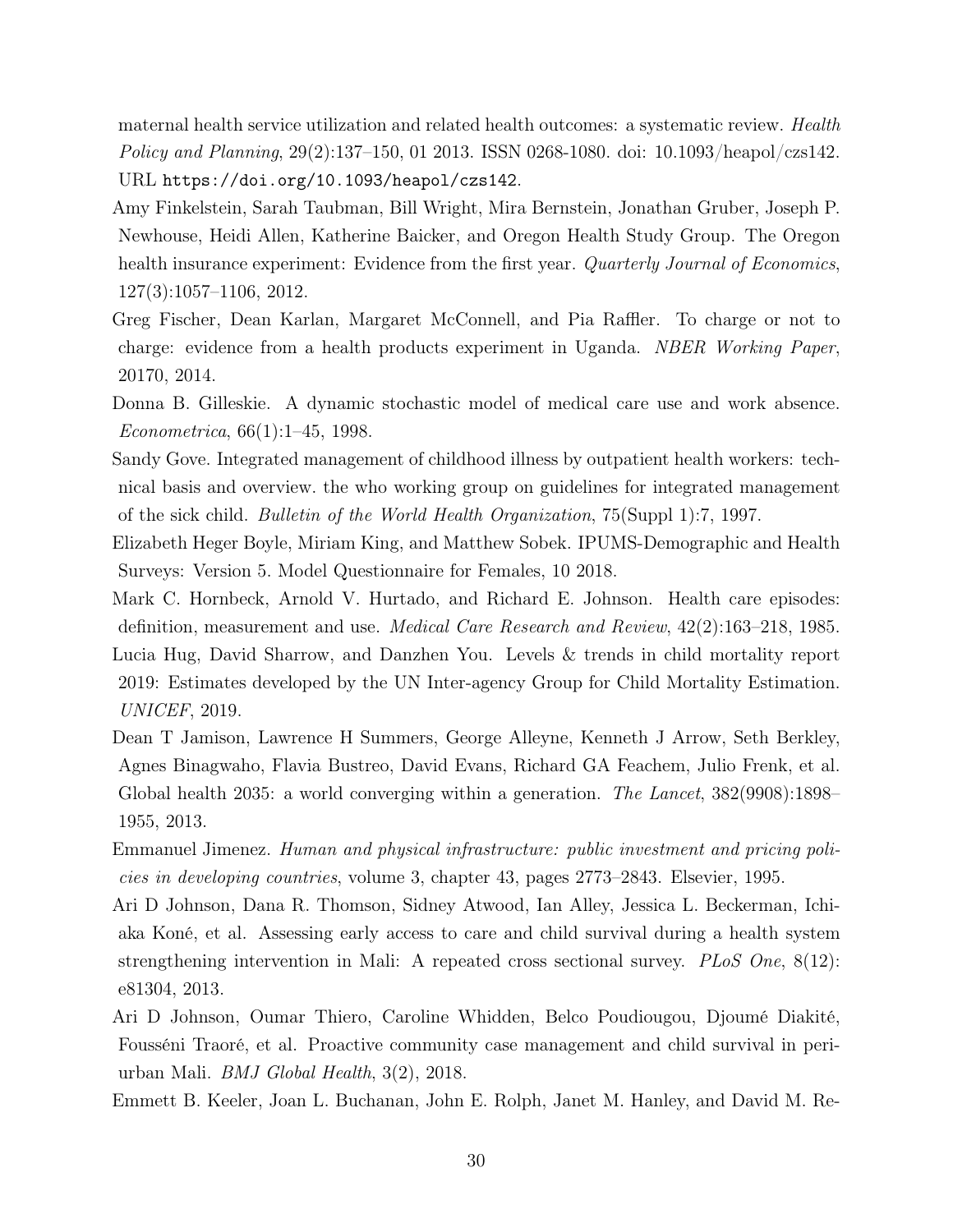maternal health service utilization and related health outcomes: a systematic review. *Health Policy and Planning*, 29(2):137–150, 01 2013. ISSN 0268-1080. doi: 10.1093/heapol/czs142. URL https://doi.org/10.1093/heapol/czs142.

Amy Finkelstein, Sarah Taubman, Bill Wright, Mira Bernstein, Jonathan Gruber, Joseph P. Newhouse, Heidi Allen, Katherine Baicker, and Oregon Health Study Group. The Oregon health insurance experiment: Evidence from the first year. *Quarterly Journal of Economics*, 127(3):1057–1106, 2012.

Greg Fischer, Dean Karlan, Margaret McConnell, and Pia Raffler. To charge or not to charge: evidence from a health products experiment in Uganda. *NBER Working Paper*, 20170, 2014.

Donna B. Gilleskie. A dynamic stochastic model of medical care use and work absence. *Econometrica*, 66(1):1–45, 1998.

Sandy Gove. Integrated management of childhood illness by outpatient health workers: technical basis and overview. the who working group on guidelines for integrated management of the sick child. *Bulletin of the World Health Organization*, 75(Suppl 1):7, 1997.

Elizabeth Heger Boyle, Miriam King, and Matthew Sobek. IPUMS-Demographic and Health Surveys: Version 5. Model Questionnaire for Females, 10 2018.

Mark C. Hornbeck, Arnold V. Hurtado, and Richard E. Johnson. Health care episodes: definition, measurement and use. *Medical Care Research and Review*, 42(2):163–218, 1985.

Lucia Hug, David Sharrow, and Danzhen You. Levels & trends in child mortality report 2019: Estimates developed by the UN Inter-agency Group for Child Mortality Estimation. *UNICEF*, 2019.

Dean T Jamison, Lawrence H Summers, George Alleyne, Kenneth J Arrow, Seth Berkley, Agnes Binagwaho, Flavia Bustreo, David Evans, Richard GA Feachem, Julio Frenk, et al. Global health 2035: a world converging within a generation. *The Lancet*, 382(9908):1898–1955, 2013.

Emmanuel Jimenez. *Human and physical infrastructure: public investment and pricing policies in developing countries*, volume 3, chapter 43, pages 2773–2843. Elsevier, 1995.

Ari D Johnson, Dana R. Thomson, Sidney Atwood, Ian Alley, Jessica L. Beckerman, Ichiaka Koné, et al. Assessing early access to care and child survival during a health system strengthening intervention in Mali: A repeated cross sectional survey. *PLoS One*, 8(12): e81304, 2013.

Ari D Johnson, Oumar Thiero, Caroline Whidden, Belco Poudiougou, Djoumé Diakité, Fousséni Traoré, et al. Proactive community case management and child survival in periurban Mali. *BMJ Global Health*, 3(2), 2018.

Emmett B. Keeler, Joan L. Buchanan, John E. Rolph, Janet M. Hanley, and David M. Re-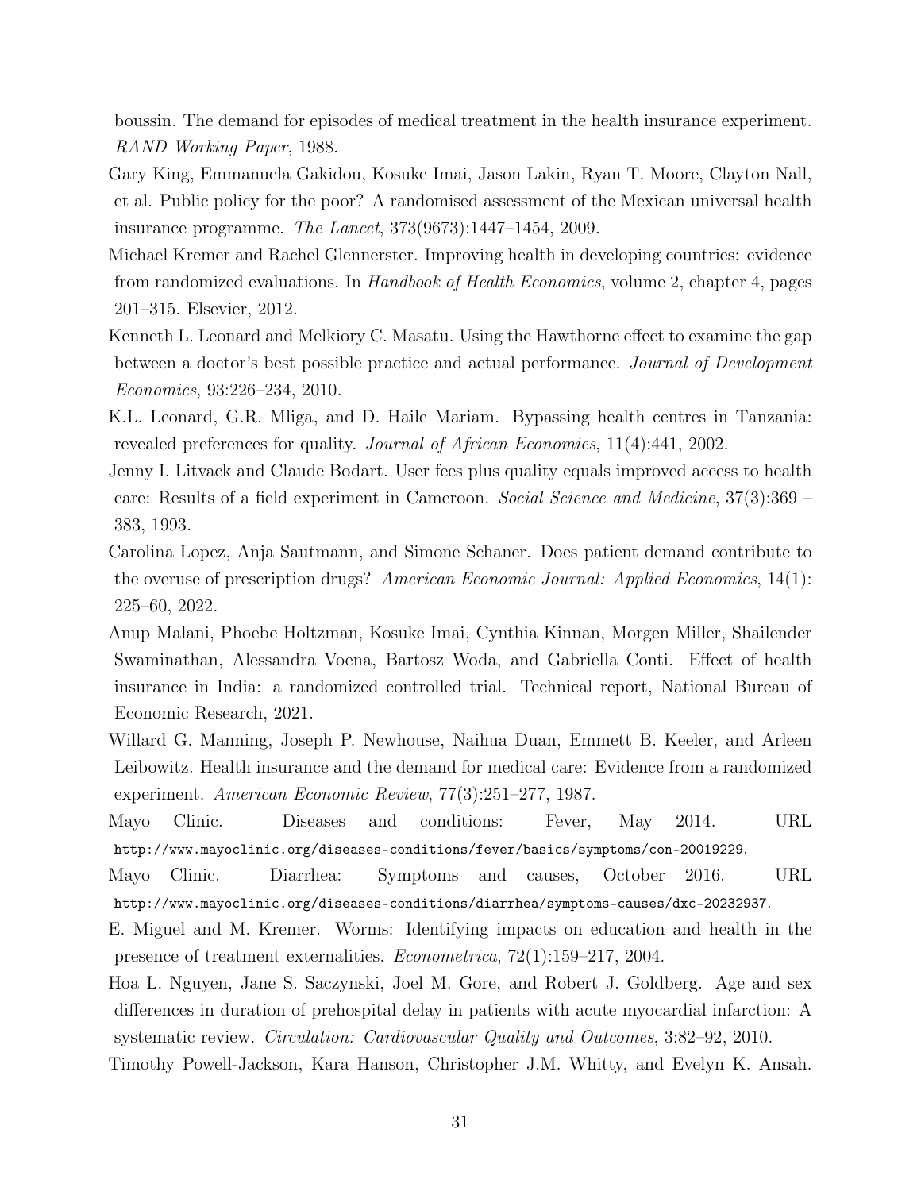boussin. The demand for episodes of medical treatment in the health insurance experiment. *RAND Working Paper*, 1988.

Gary King, Emmanuela Gakidou, Kosuke Imai, Jason Lakin, Ryan T. Moore, Clayton Nall, et al. Public policy for the poor? A randomised assessment of the Mexican universal health insurance programme. *The Lancet*, 373(9673):1447–1454, 2009.

Michael Kremer and Rachel Glennerster. Improving health in developing countries: evidence from randomized evaluations. In *Handbook of Health Economics*, volume 2, chapter 4, pages 201–315. Elsevier, 2012.

Kenneth L. Leonard and Melkiory C. Masatu. Using the Hawthorne effect to examine the gap between a doctor's best possible practice and actual performance. *Journal of Development Economics*, 93:226–234, 2010.

K.L. Leonard, G.R. Mliga, and D. Haile Mariam. Bypassing health centres in Tanzania: revealed preferences for quality. *Journal of African Economies*, 11(4):441, 2002.

Jenny I. Litvack and Claude Bodart. User fees plus quality equals improved access to health care: Results of a field experiment in Cameroon. *Social Science and Medicine*, 37(3):369 – 383, 1993.

Carolina Lopez, Anja Sautmann, and Simone Schaner. Does patient demand contribute to the overuse of prescription drugs? *American Economic Journal: Applied Economics*, 14(1): 225–60, 2022.

Anup Malani, Phoebe Holtzman, Kosuke Imai, Cynthia Kinnan, Morgen Miller, Shailender Swaminathan, Alessandra Voena, Bartosz Woda, and Gabriella Conti. Effect of health insurance in India: a randomized controlled trial. Technical report, National Bureau of Economic Research, 2021.

Willard G. Manning, Joseph P. Newhouse, Naihua Duan, Emmett B. Keeler, and Arleen Leibowitz. Health insurance and the demand for medical care: Evidence from a randomized experiment. *American Economic Review*, 77(3):251–277, 1987.

Mayo Clinic. Diseases and conditions: Fever, May 2014. URL http://www.mayoclinic.org/diseases-conditions/fever/basics/symptoms/con-20019229.

Mayo Clinic. Diarrhea: Symptoms and causes, October 2016. URL http://www.mayoclinic.org/diseases-conditions/diarrhea/symptoms-causes/dxc-20232937.

E. Miguel and M. Kremer. Worms: Identifying impacts on education and health in the presence of treatment externalities. *Econometrica*, 72(1):159–217, 2004.

Hoa L. Nguyen, Jane S. Saczynski, Joel M. Gore, and Robert J. Goldberg. Age and sex differences in duration of prehospital delay in patients with acute myocardial infarction: A systematic review. *Circulation: Cardiovascular Quality and Outcomes*, 3:82–92, 2010.

Timothy Powell-Jackson, Kara Hanson, Christopher J.M. Whitty, and Evelyn K. Ansah.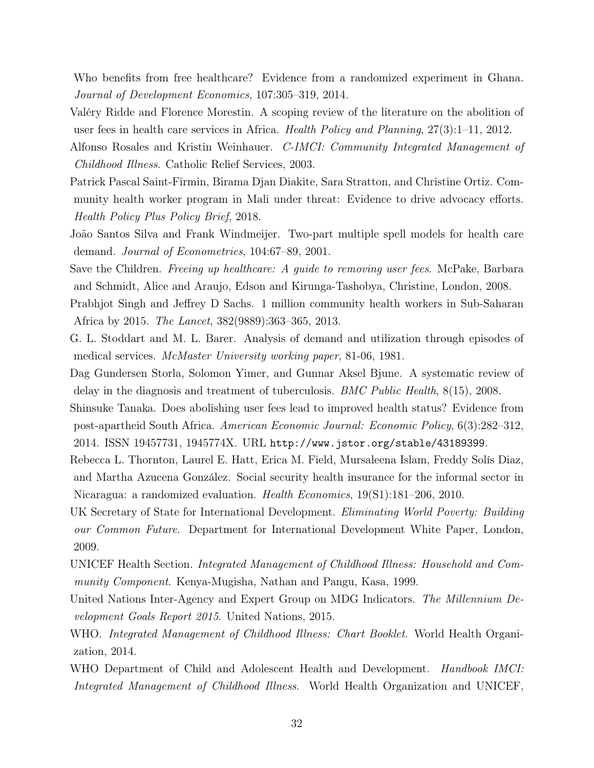Who benefits from free healthcare? Evidence from a randomized experiment in Ghana. *Journal of Development Economics*, 107:305–319, 2014.

Valéry Ridde and Florence Morestin. A scoping review of the literature on the abolition of user fees in health care services in Africa. *Health Policy and Planning*, 27(3):1–11, 2012.

Alfonso Rosales and Kristin Weinhauer. *C-IMCI: Community Integrated Management of Childhood Illness.* Catholic Relief Services, 2003.

Patrick Pascal Saint-Firmin, Birama Djan Diakite, Sara Stratton, and Christine Ortiz. Community health worker program in Mali under threat: Evidence to drive advocacy efforts. *Health Policy Plus Policy Brief*, 2018.

João Santos Silva and Frank Windmeijer. Two-part multiple spell models for health care demand. *Journal of Econometrics*, 104:67–89, 2001.

Save the Children. *Freeing up healthcare: A guide to removing user fees*. McPake, Barbara and Schmidt, Alice and Araujo, Edson and Kirunga-Tashobya, Christine, London, 2008.

Prabhjot Singh and Jeffrey D Sachs. 1 million community health workers in Sub-Saharan Africa by 2015. *The Lancet*, 382(9889):363–365, 2013.

G. L. Stoddart and M. L. Barer. Analysis of demand and utilization through episodes of medical services. *McMaster University working paper*, 81-06, 1981.

Dag Gundersen Storla, Solomon Yimer, and Gunnar Aksel Bjune. A systematic review of delay in the diagnosis and treatment of tuberculosis. *BMC Public Health*, 8(15), 2008.

Shinsuke Tanaka. Does abolishing user fees lead to improved health status? Evidence from post-apartheid South Africa. *American Economic Journal: Economic Policy*, 6(3):282–312, 2014. ISSN 19457731, 1945774X. URL `http://www.jstor.org/stable/43189399`.

Rebecca L. Thornton, Laurel E. Hatt, Erica M. Field, Mursaleena Islam, Freddy Solís Diaz, and Martha Azucena González. Social security health insurance for the informal sector in Nicaragua: a randomized evaluation. *Health Economics*, 19(S1):181–206, 2010.

UK Secretary of State for International Development. *Eliminating World Poverty: Building our Common Future*. Department for International Development White Paper, London, 2009.

UNICEF Health Section. *Integrated Management of Childhood Illness: Household and Community Component*. Kenya-Mugisha, Nathan and Pangu, Kasa, 1999.

United Nations Inter-Agency and Expert Group on MDG Indicators. *The Millennium Development Goals Report 2015*. United Nations, 2015.

WHO. *Integrated Management of Childhood Illness: Chart Booklet*. World Health Organization, 2014.

WHO Department of Child and Adolescent Health and Development. *Handbook IMCI: Integrated Management of Childhood Illness*. World Health Organization and UNICEF,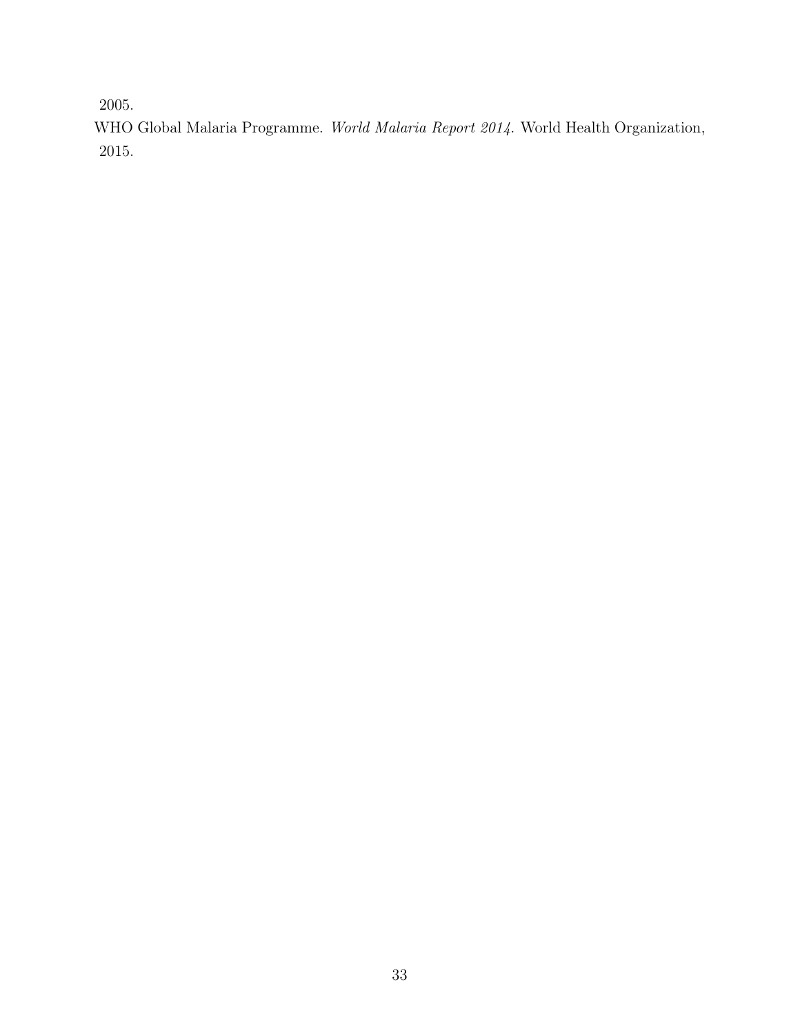2005.

WHO Global Malaria Programme. *World Malaria Report 2014*. World Health Organization, 2015.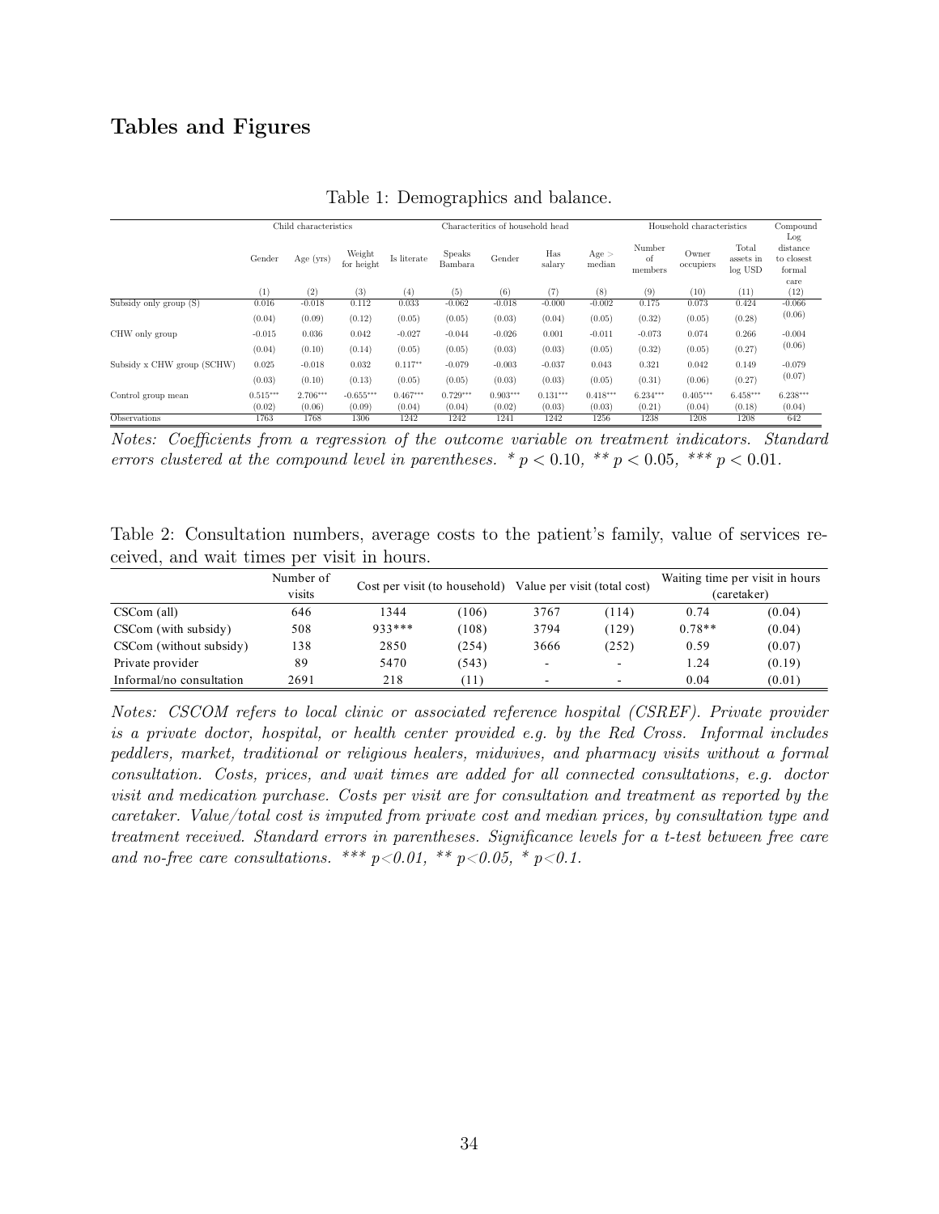## Tables and Figures

Table 1: Demographics and balance.

| | Child characteristics | | | | Characteritics of household head | | | | Household characteristics | | | Compound |
|---|---|---|---|---|---|---|---|---|---|---|---|---|
| | Gender | Age (yrs) | Weight for height | Is literate | Speaks Bambara | Gender | Has salary | Age > median | Number of members | Owner occupiers | Total assets in log USD | Log distance to closest formal care |
| | (1) | (2) | (3) | (4) | (5) | (6) | (7) | (8) | (9) | (10) | (11) | (12) |
| Subsidy only group (S) | 0.016 | -0.018 | 0.112 | 0.033 | -0.062 | -0.018 | -0.000 | -0.002 | 0.175 | 0.073 | 0.424 | -0.066 |
| | (0.04) | (0.09) | (0.12) | (0.05) | (0.05) | (0.03) | (0.04) | (0.05) | (0.32) | (0.05) | (0.28) | (0.06) |
| CHW only group | -0.015 | 0.036 | 0.042 | -0.027 | -0.044 | -0.026 | 0.001 | -0.011 | -0.073 | 0.074 | 0.266 | -0.004 |
| | (0.04) | (0.10) | (0.14) | (0.05) | (0.05) | (0.03) | (0.03) | (0.05) | (0.32) | (0.05) | (0.27) | (0.06) |
| Subsidy x CHW group (SCHW) | 0.025 | -0.018 | 0.032 | 0.117** | -0.079 | -0.003 | -0.037 | 0.043 | 0.321 | 0.042 | 0.149 | -0.079 |
| | (0.03) | (0.10) | (0.13) | (0.05) | (0.05) | (0.03) | (0.03) | (0.05) | (0.31) | (0.06) | (0.27) | (0.07) |
| Control group mean | 0.515*** | 2.706*** | -0.655*** | 0.467*** | 0.729*** | 0.903*** | 0.131*** | 0.418*** | 6.234*** | 0.405*** | 6.458*** | 6.238*** |
| | (0.02) | (0.06) | (0.09) | (0.04) | (0.04) | (0.02) | (0.03) | (0.03) | (0.21) | (0.04) | (0.18) | (0.04) |
| Observations | 1763 | 1768 | 1306 | 1242 | 1242 | 1241 | 1242 | 1256 | 1238 | 1208 | 1208 | 642 |

*Notes: Coefficients from a regression of the outcome variable on treatment indicators. Standard errors clustered at the compound level in parentheses. * $p < 0.10$, ** $p < 0.05$, *** $p < 0.01$.*

Table 2: Consultation numbers, average costs to the patient's family, value of services received, and wait times per visit in hours.

| | Number of visits | Cost per visit (to household) | | Value per visit (total cost) | | Waiting time per visit in hours (caretaker) | |
|---|---|---|---|---|---|---|---|
| CSCom (all) | 646 | 1344 | (106) | 3767 | (114) | 0.74 | (0.04) |
| CSCom (with subsidy) | 508 | 933*** | (108) | 3794 | (129) | 0.78** | (0.04) |
| CSCom (without subsidy) | 138 | 2850 | (254) | 3666 | (252) | 0.59 | (0.07) |
| Private provider | 89 | 5470 | (543) | - | - | 1.24 | (0.19) |
| Informal/no consultation | 2691 | 218 | (11) | - | - | 0.04 | (0.01) |

*Notes: CSCOM refers to local clinic or associated reference hospital (CSREF). Private provider is a private doctor, hospital, or health center provided e.g. by the Red Cross. Informal includes peddlers, market, traditional or religious healers, midwives, and pharmacy visits without a formal consultation. Costs, prices, and wait times are added for all connected consultations, e.g. doctor visit and medication purchase. Costs per visit are for consultation and treatment as reported by the caretaker. Value/total cost is imputed from private cost and median prices, by consultation type and treatment received. Standard errors in parentheses. Significance levels for a t-test between free care and no-free care consultations. *** p<0.01, ** p<0.05, * p<0.1.*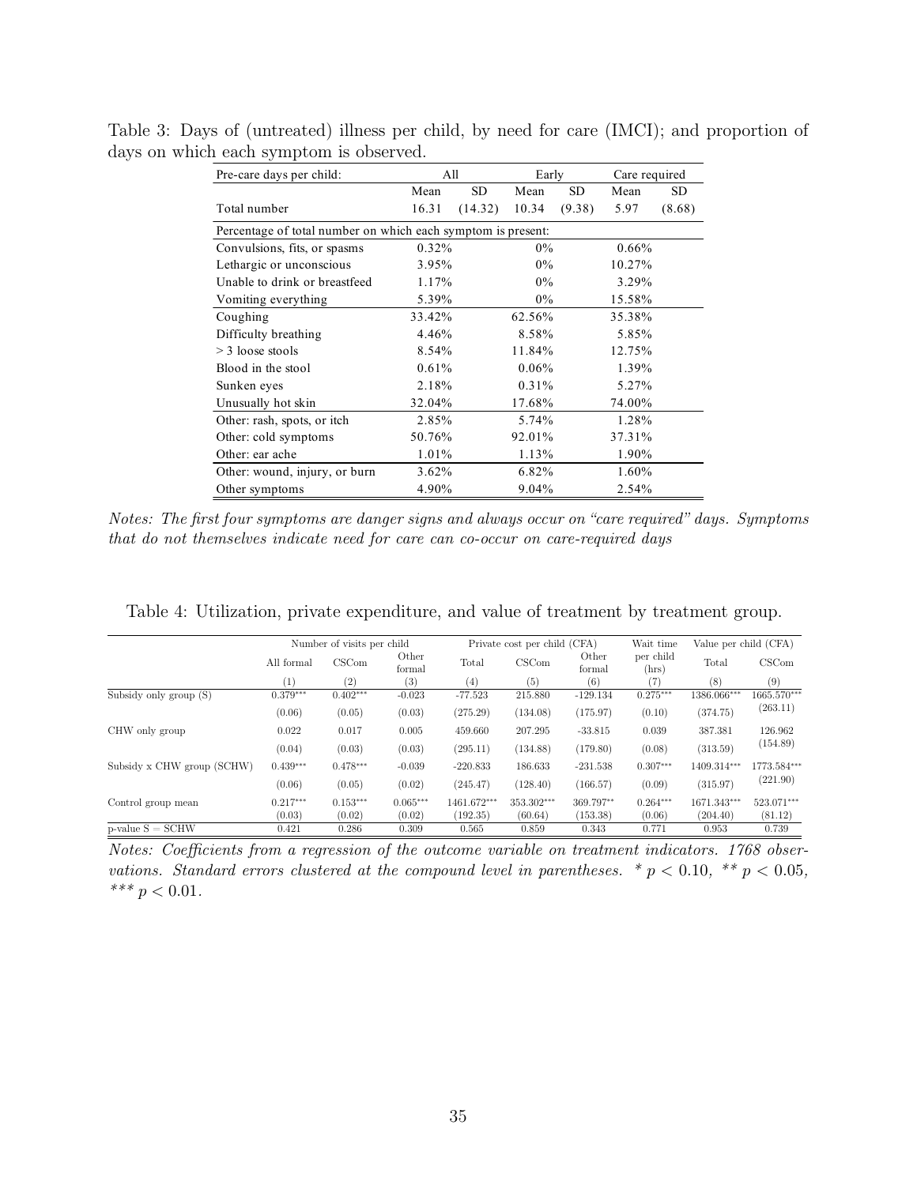Table 3: Days of (untreated) illness per child, by need for care (IMCI); and proportion of days on which each symptom is observed.

| Pre-care days per child: | All | | Early | | Care required | |
|---|---|---|---|---|---|---|
| | Mean | SD | Mean | SD | Mean | SD |
| Total number | 16.31 | (14.32) | 10.34 | (9.38) | 5.97 | (8.68) |
| Percentage of total number on which each symptom is present: | | | | | | |
| Convulsions, fits, or spasms | 0.32% | | 0% | | 0.66% | |
| Lethargic or unconscious | 3.95% | | 0% | | 10.27% | |
| Unable to drink or breastfeed | 1.17% | | 0% | | 3.29% | |
| Vomiting everything | 5.39% | | 0% | | 15.58% | |
| Coughing | 33.42% | | 62.56% | | 35.38% | |
| Difficulty breathing | 4.46% | | 8.58% | | 5.85% | |
| > 3 loose stools | 8.54% | | 11.84% | | 12.75% | |
| Blood in the stool | 0.61% | | 0.06% | | 1.39% | |
| Sunken eyes | 2.18% | | 0.31% | | 5.27% | |
| Unusually hot skin | 32.04% | | 17.68% | | 74.00% | |
| Other: rash, spots, or itch | 2.85% | | 5.74% | | 1.28% | |
| Other: cold symptoms | 50.76% | | 92.01% | | 37.31% | |
| Other: ear ache | 1.01% | | 1.13% | | 1.90% | |
| Other: wound, injury, or burn | 3.62% | | 6.82% | | 1.60% | |
| Other symptoms | 4.90% | | 9.04% | | 2.54% | |

*Notes: The first four symptoms are danger signs and always occur on "care required" days. Symptoms that do not themselves indicate need for care can co-occur on care-required days*

Table 4: Utilization, private expenditure, and value of treatment by treatment group.

| | Number of visits per child | | | Private cost per child (CFA) | | | Wait time | Value per child (CFA) | |
|---|---|---|---|---|---|---|---|---|---|
| | All formal | CSCom | Other formal | Total | CSCom | Other formal | per child (hrs) | Total | CSCom |
| | (1) | (2) | (3) | (4) | (5) | (6) | (7) | (8) | (9) |
| Subsidy only group (S) | 0.379*** | 0.402*** | -0.023 | -77.523 | 215.880 | -129.134 | 0.275*** | 1386.066*** | 1665.570*** |
| | (0.06) | (0.05) | (0.03) | (275.29) | (134.08) | (175.97) | (0.10) | (374.75) | (263.11) |
| CHW only group | 0.022 | 0.017 | 0.005 | 459.660 | 207.295 | -33.815 | 0.039 | 387.381 | 126.962 |
| | (0.04) | (0.03) | (0.03) | (295.11) | (134.88) | (179.80) | (0.08) | (313.59) | (154.89) |
| Subsidy x CHW group (SCHW) | 0.439*** | 0.478*** | -0.039 | -220.833 | 186.633 | -231.538 | 0.307*** | 1409.314*** | 1773.584*** |
| | (0.06) | (0.05) | (0.02) | (245.47) | (128.40) | (166.57) | (0.09) | (315.97) | (221.90) |
| Control group mean | 0.217*** | 0.153*** | 0.065*** | 1461.672*** | 353.302*** | 369.797** | 0.264*** | 1671.343*** | 523.071*** |
| | (0.03) | (0.02) | (0.02) | (192.35) | (60.64) | (153.38) | (0.06) | (204.40) | (81.12) |
| p-value S = SCHW | 0.421 | 0.286 | 0.309 | 0.565 | 0.859 | 0.343 | 0.771 | 0.953 | 0.739 |

*Notes: Coefficients from a regression of the outcome variable on treatment indicators. 1768 observations. Standard errors clustered at the compound level in parentheses. * $p < 0.10$, ** $p < 0.05$, *** $p < 0.01$.*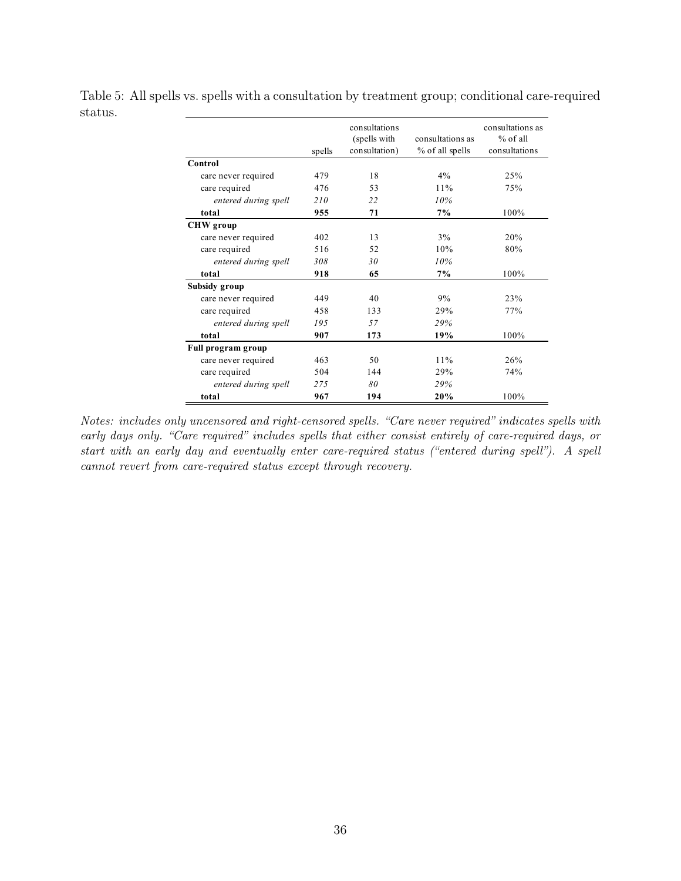Table 5: All spells vs. spells with a consultation by treatment group; conditional care-required status.

| | spells | consultations (spells with consultation) | consultations as % of all spells | consultations as % of all consultations |
|---|---|---|---|---|
| **Control** | | | | |
| care never required | 479 | 18 | 4% | 25% |
| care required | 476 | 53 | 11% | 75% |
| *entered during spell* | *210* | *22* | *10%* | |
| **total** | **955** | **71** | **7%** | 100% |
| **CHW group** | | | | |
| care never required | 402 | 13 | 3% | 20% |
| care required | 516 | 52 | 10% | 80% |
| *entered during spell* | *308* | *30* | *10%* | |
| **total** | **918** | **65** | **7%** | 100% |
| **Subsidy group** | | | | |
| care never required | 449 | 40 | 9% | 23% |
| care required | 458 | 133 | 29% | 77% |
| *entered during spell* | *195* | *57* | *29%* | |
| **total** | **907** | **173** | **19%** | 100% |
| **Full program group** | | | | |
| care never required | 463 | 50 | 11% | 26% |
| care required | 504 | 144 | 29% | 74% |
| *entered during spell* | *275* | *80* | *29%* | |
| **total** | **967** | **194** | **20%** | 100% |

*Notes: includes only uncensored and right-censored spells. "Care never required" indicates spells with early days only. "Care required" includes spells that either consist entirely of care-required days, or start with an early day and eventually enter care-required status ("entered during spell"). A spell cannot revert from care-required status except through recovery.*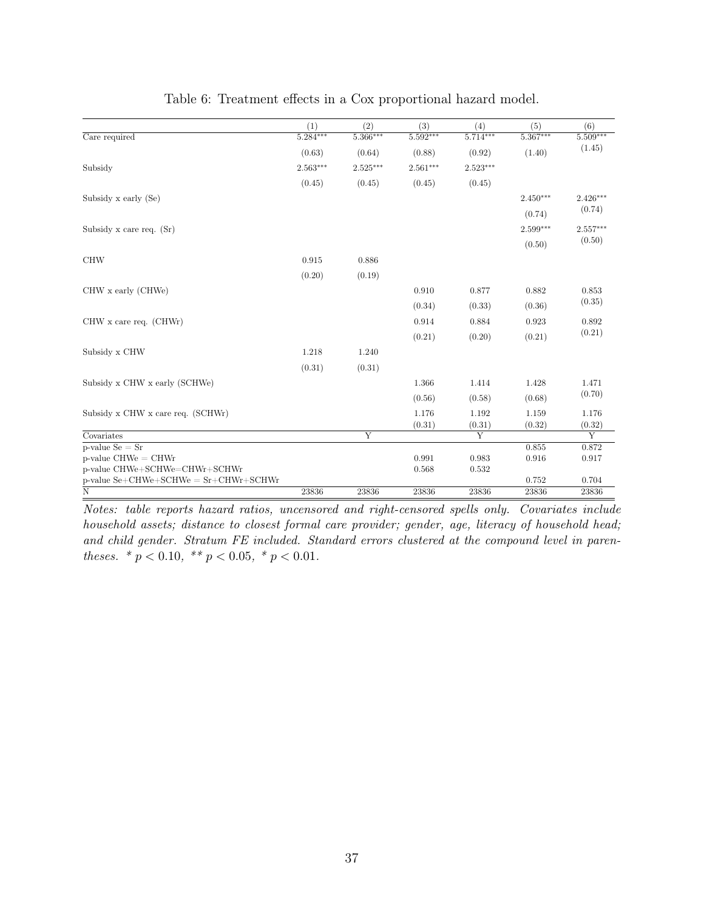Table 6: Treatment effects in a Cox proportional hazard model.

| | (1) | (2) | (3) | (4) | (5) | (6) |
|---|---|---|---|---|---|---|
| Care required | 5.284*** | 5.366*** | 5.592*** | 5.714*** | 5.367*** | 5.509*** |
| | (0.63) | (0.64) | (0.88) | (0.92) | (1.40) | (1.45) |
| Subsidy | 2.563*** | 2.525*** | 2.561*** | 2.523*** | | |
| | (0.45) | (0.45) | (0.45) | (0.45) | | |
| Subsidy x early (Se) | | | | | 2.450*** | 2.426*** |
| | | | | | (0.74) | (0.74) |
| Subsidy x care req. (Sr) | | | | | 2.599*** | 2.557*** |
| | | | | | (0.50) | (0.50) |
| CHW | 0.915 | 0.886 | | | | |
| | (0.20) | (0.19) | | | | |
| CHW x early (CHWe) | | | 0.910 | 0.877 | 0.882 | 0.853 |
| | | | (0.34) | (0.33) | (0.36) | (0.35) |
| CHW x care req. (CHWr) | | | 0.914 | 0.884 | 0.923 | 0.892 |
| | | | (0.21) | (0.20) | (0.21) | (0.21) |
| Subsidy x CHW | 1.218 | 1.240 | | | | |
| | (0.31) | (0.31) | | | | |
| Subsidy x CHW x early (SCHWe) | | | 1.366 | 1.414 | 1.428 | 1.471 |
| | | | (0.56) | (0.58) | (0.68) | (0.70) |
| Subsidy x CHW x care req. (SCHWr) | | | 1.176 | 1.192 | 1.159 | 1.176 |
| | | | (0.31) | (0.31) | (0.32) | (0.32) |
| Covariates | | Y | | Y | | Y |
| p-value Se = Sr | | | | | 0.855 | 0.872 |
| p-value CHWe = CHWr | | | 0.991 | 0.983 | 0.916 | 0.917 |
| p-value CHWe+SCHWe=CHWr+SCHWr | | | 0.568 | 0.532 | | |
| p-value Se+CHWe+SCHWe = Sr+CHWr+SCHWr | | | | | 0.752 | 0.704 |
| N | 23836 | 23836 | 23836 | 23836 | 23836 | 23836 |

*Notes: table reports hazard ratios, uncensored and right-censored spells only. Covariates include household assets; distance to closest formal care provider; gender, age, literacy of household head; and child gender. Stratum FE included. Standard errors clustered at the compound level in parentheses. * $p < 0.10$, ** $p < 0.05$, * $p < 0.01$.*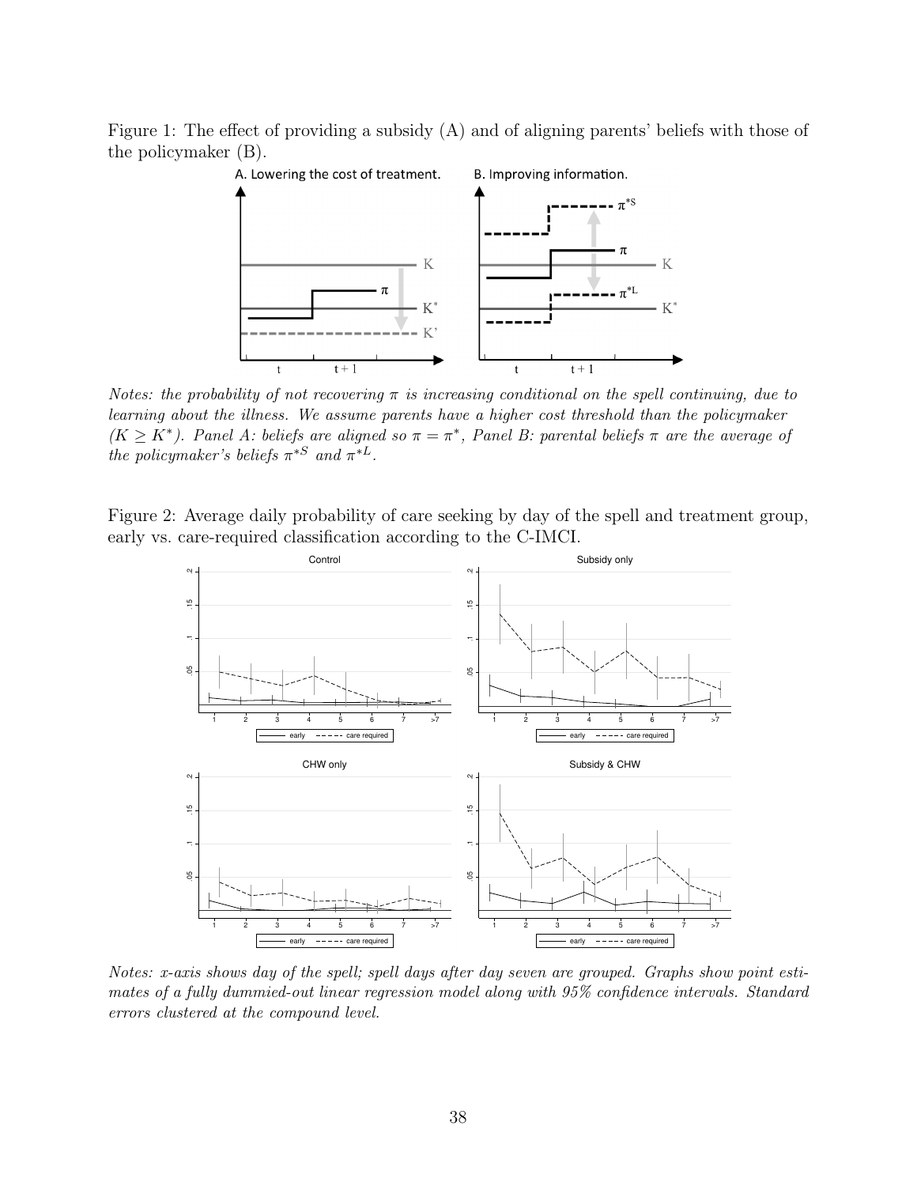Figure 1: The effect of providing a subsidy (A) and of aligning parents' beliefs with those of the policymaker (B).

*Notes: the probability of not recovering $\pi$ is increasing conditional on the spell continuing, due to learning about the illness. We assume parents have a higher cost threshold than the policymaker ($K \geq K^*$). Panel A: beliefs are aligned so $\pi = \pi^*$, Panel B: parental beliefs $\pi$ are the average of the policymaker's beliefs $\pi^{*S}$ and $\pi^{*L}$.*

Figure 2: Average daily probability of care seeking by day of the spell and treatment group, early vs. care-required classification according to the C-IMCI.

*Notes: x-axis shows day of the spell; spell days after day seven are grouped. Graphs show point estimates of a fully dummied-out linear regression model along with 95% confidence intervals. Standard errors clustered at the compound level.*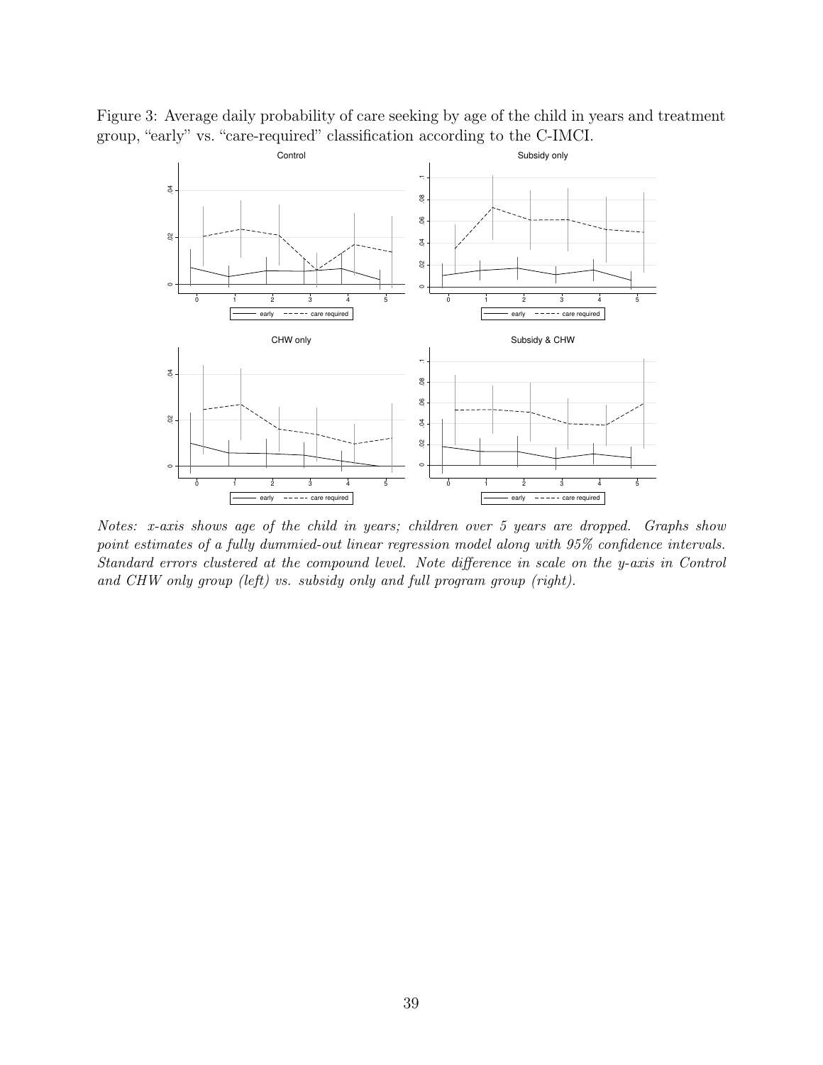Figure 3: Average daily probability of care seeking by age of the child in years and treatment group, "early" vs. "care-required" classification according to the C-IMCI.

Control

0
.02
.04

0 1 2 3 4 5

early
care required

Subsidy only

0
.02
.04
.06
.08
.1

0 1 2 3 4 5

early
care required

CHW only

0
.02
.04

0 1 2 3 4 5

early
care required

Subsidy & CHW

0
.02
.04
.06
.08
.1

0 1 2 3 4 5

early
care required

*Notes: x-axis shows age of the child in years; children over 5 years are dropped. Graphs show point estimates of a fully dummied-out linear regression model along with 95% confidence intervals. Standard errors clustered at the compound level. Note difference in scale on the y-axis in Control and CHW only group (left) vs. subsidy only and full program group (right).*